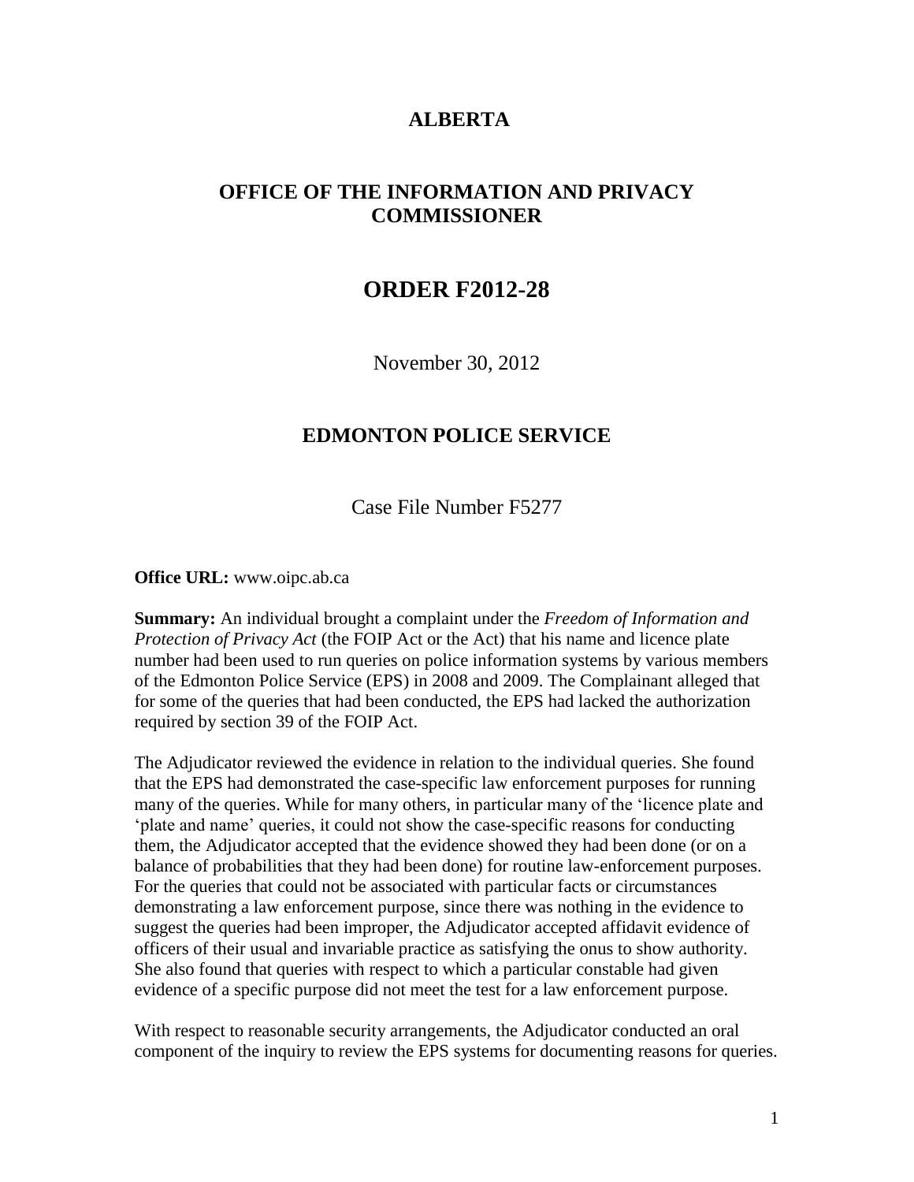# ALBERTA

## OFFICE OF THE INFORMATION AND PRIVACY COMMISSIONER

# ORDER F2012-28

November 30, 2012

## EDMONTON POLICE SERVICE

Case File Number F5277

**Office URL:** www.oipc.ab.ca

**Summary:** An individual brought a complaint under the *Freedom of Information and Protection of Privacy Act* (the FOIP Act or the Act) that his name and licence plate number had been used to run queries on police information systems by various members of the Edmonton Police Service (EPS) in 2008 and 2009. The Complainant alleged that for some of the queries that had been conducted, the EPS had lacked the authorization required by section 39 of the FOIP Act.

The Adjudicator reviewed the evidence in relation to the individual queries. She found that the EPS had demonstrated the case-specific law enforcement purposes for running many of the queries. While for many others, in particular many of the 'licence plate and 'plate and name' queries, it could not show the case-specific reasons for conducting them, the Adjudicator accepted that the evidence showed they had been done (or on a balance of probabilities that they had been done) for routine law-enforcement purposes. For the queries that could not be associated with particular facts or circumstances demonstrating a law enforcement purpose, since there was nothing in the evidence to suggest the queries had been improper, the Adjudicator accepted affidavit evidence of officers of their usual and invariable practice as satisfying the onus to show authority. She also found that queries with respect to which a particular constable had given evidence of a specific purpose did not meet the test for a law enforcement purpose.

With respect to reasonable security arrangements, the Adjudicator conducted an oral component of the inquiry to review the EPS systems for documenting reasons for queries.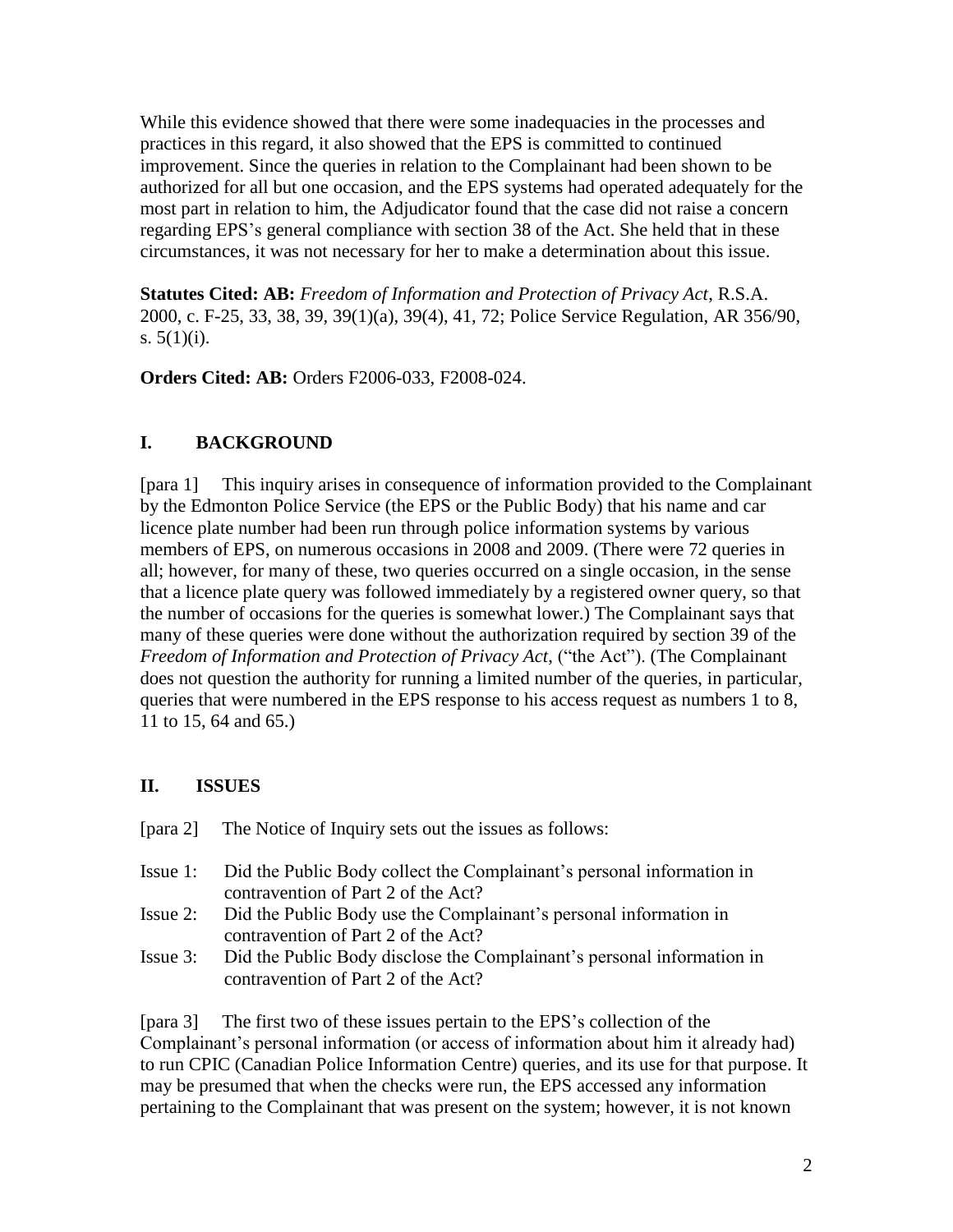While this evidence showed that there were some inadequacies in the processes and practices in this regard, it also showed that the EPS is committed to continued improvement. Since the queries in relation to the Complainant had been shown to be authorized for all but one occasion, and the EPS systems had operated adequately for the most part in relation to him, the Adjudicator found that the case did not raise a concern regarding EPS's general compliance with section 38 of the Act. She held that in these circumstances, it was not necessary for her to make a determination about this issue.

**Statutes Cited: AB:** *Freedom of Information and Protection of Privacy Act*, R.S.A. 2000, c. F-25, 33, 38, 39, 39(1)(a), 39(4), 41, 72; Police Service Regulation, AR 356/90, s. 5(1)(i).

**Orders Cited: AB:** Orders F2006-033, F2008-024.

## I. BACKGROUND

[para 1] This inquiry arises in consequence of information provided to the Complainant by the Edmonton Police Service (the EPS or the Public Body) that his name and car licence plate number had been run through police information systems by various members of EPS, on numerous occasions in 2008 and 2009. (There were 72 queries in all; however, for many of these, two queries occurred on a single occasion, in the sense that a licence plate query was followed immediately by a registered owner query, so that the number of occasions for the queries is somewhat lower.) The Complainant says that many of these queries were done without the authorization required by section 39 of the *Freedom of Information and Protection of Privacy Act*, ("the Act"). (The Complainant does not question the authority for running a limited number of the queries, in particular, queries that were numbered in the EPS response to his access request as numbers 1 to 8, 11 to 15, 64 and 65.)

## II. ISSUES

[para 2] The Notice of Inquiry sets out the issues as follows:

Issue 1: Did the Public Body collect the Complainant's personal information in contravention of Part 2 of the Act?

Issue 2: Did the Public Body use the Complainant's personal information in contravention of Part 2 of the Act?

Issue 3: Did the Public Body disclose the Complainant's personal information in contravention of Part 2 of the Act?

[para 3] The first two of these issues pertain to the EPS's collection of the Complainant's personal information (or access of information about him it already had) to run CPIC (Canadian Police Information Centre) queries, and its use for that purpose. It may be presumed that when the checks were run, the EPS accessed any information pertaining to the Complainant that was present on the system; however, it is not known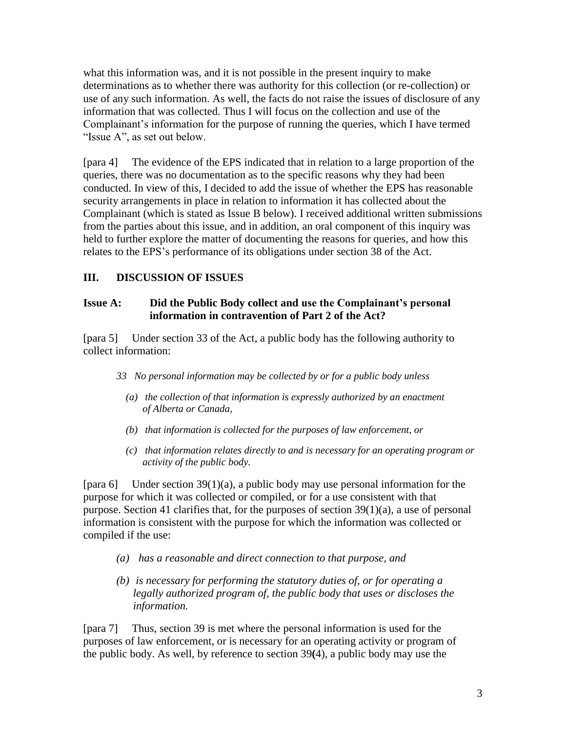what this information was, and it is not possible in the present inquiry to make determinations as to whether there was authority for this collection (or re-collection) or use of any such information. As well, the facts do not raise the issues of disclosure of any information that was collected. Thus I will focus on the collection and use of the Complainant's information for the purpose of running the queries, which I have termed "Issue A", as set out below.

[para 4] The evidence of the EPS indicated that in relation to a large proportion of the queries, there was no documentation as to the specific reasons why they had been conducted. In view of this, I decided to add the issue of whether the EPS has reasonable security arrangements in place in relation to information it has collected about the Complainant (which is stated as Issue B below). I received additional written submissions from the parties about this issue, and in addition, an oral component of this inquiry was held to further explore the matter of documenting the reasons for queries, and how this relates to the EPS's performance of its obligations under section 38 of the Act.

## III. DISCUSSION OF ISSUES

### Issue A: Did the Public Body collect and use the Complainant's personal information in contravention of Part 2 of the Act?

[para 5] Under section 33 of the Act, a public body has the following authority to collect information:

> *33 No personal information may be collected by or for a public body unless*
>
> *(a) the collection of that information is expressly authorized by an enactment of Alberta or Canada,*
>
> *(b) that information is collected for the purposes of law enforcement, or*
>
> *(c) that information relates directly to and is necessary for an operating program or activity of the public body.*

[para 6] Under section 39(1)(a), a public body may use personal information for the purpose for which it was collected or compiled, or for a use consistent with that purpose. Section 41 clarifies that, for the purposes of section 39(1)(a), a use of personal information is consistent with the purpose for which the information was collected or compiled if the use:

> *(a) has a reasonable and direct connection to that purpose, and*
>
> *(b) is necessary for performing the statutory duties of, or for operating a legally authorized program of, the public body that uses or discloses the information.*

[para 7] Thus, section 39 is met where the personal information is used for the purposes of law enforcement, or is necessary for an operating activity or program of the public body. As well, by reference to section 39(4), a public body may use the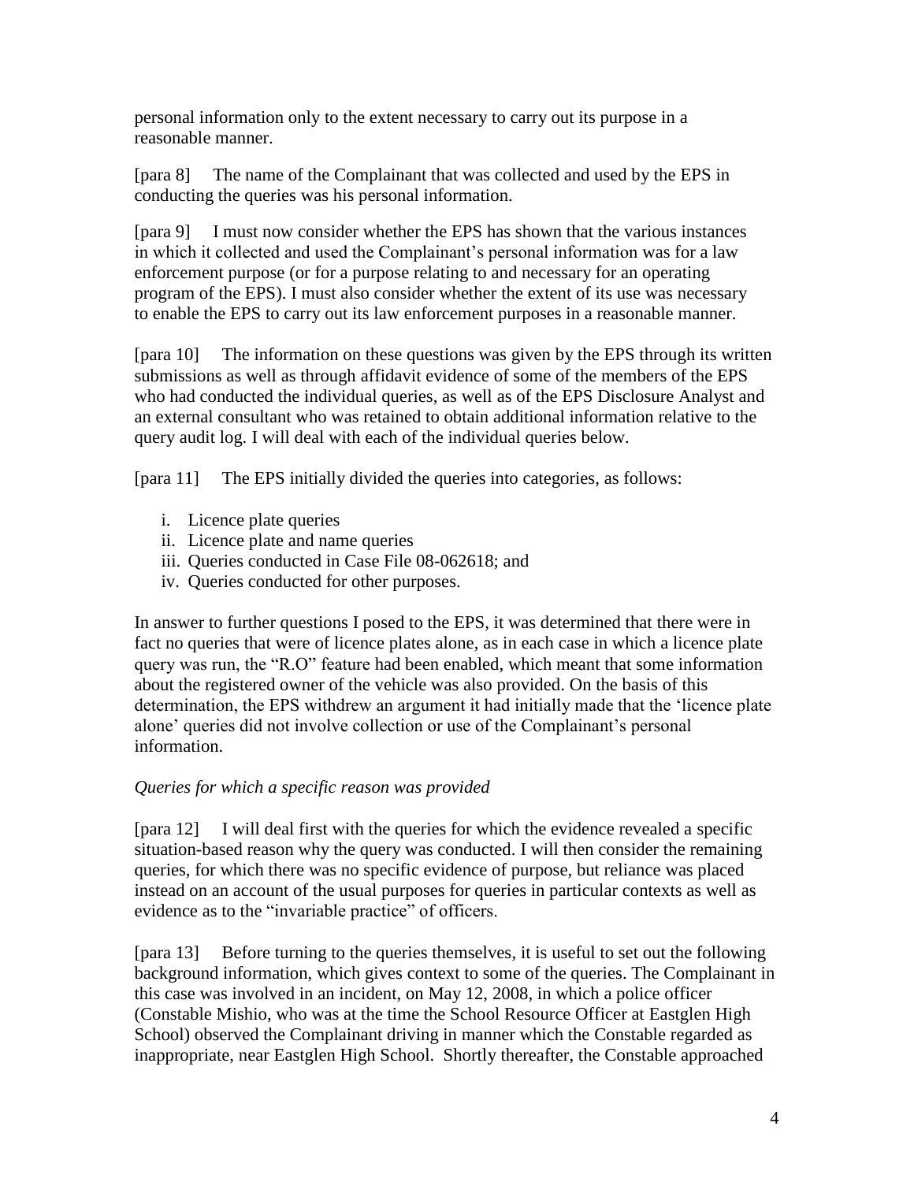personal information only to the extent necessary to carry out its purpose in a reasonable manner.

[para 8] The name of the Complainant that was collected and used by the EPS in conducting the queries was his personal information.

[para 9] I must now consider whether the EPS has shown that the various instances in which it collected and used the Complainant's personal information was for a law enforcement purpose (or for a purpose relating to and necessary for an operating program of the EPS). I must also consider whether the extent of its use was necessary to enable the EPS to carry out its law enforcement purposes in a reasonable manner.

[para 10] The information on these questions was given by the EPS through its written submissions as well as through affidavit evidence of some of the members of the EPS who had conducted the individual queries, as well as of the EPS Disclosure Analyst and an external consultant who was retained to obtain additional information relative to the query audit log. I will deal with each of the individual queries below.

[para 11] The EPS initially divided the queries into categories, as follows:

i. Licence plate queries
ii. Licence plate and name queries
iii. Queries conducted in Case File 08-062618; and
iv. Queries conducted for other purposes.

In answer to further questions I posed to the EPS, it was determined that there were in fact no queries that were of licence plates alone, as in each case in which a licence plate query was run, the "R.O" feature had been enabled, which meant that some information about the registered owner of the vehicle was also provided. On the basis of this determination, the EPS withdrew an argument it had initially made that the 'licence plate alone' queries did not involve collection or use of the Complainant's personal information.

*Queries for which a specific reason was provided*

[para 12] I will deal first with the queries for which the evidence revealed a specific situation-based reason why the query was conducted. I will then consider the remaining queries, for which there was no specific evidence of purpose, but reliance was placed instead on an account of the usual purposes for queries in particular contexts as well as evidence as to the "invariable practice" of officers.

[para 13] Before turning to the queries themselves, it is useful to set out the following background information, which gives context to some of the queries. The Complainant in this case was involved in an incident, on May 12, 2008, in which a police officer (Constable Mishio, who was at the time the School Resource Officer at Eastglen High School) observed the Complainant driving in manner which the Constable regarded as inappropriate, near Eastglen High School. Shortly thereafter, the Constable approached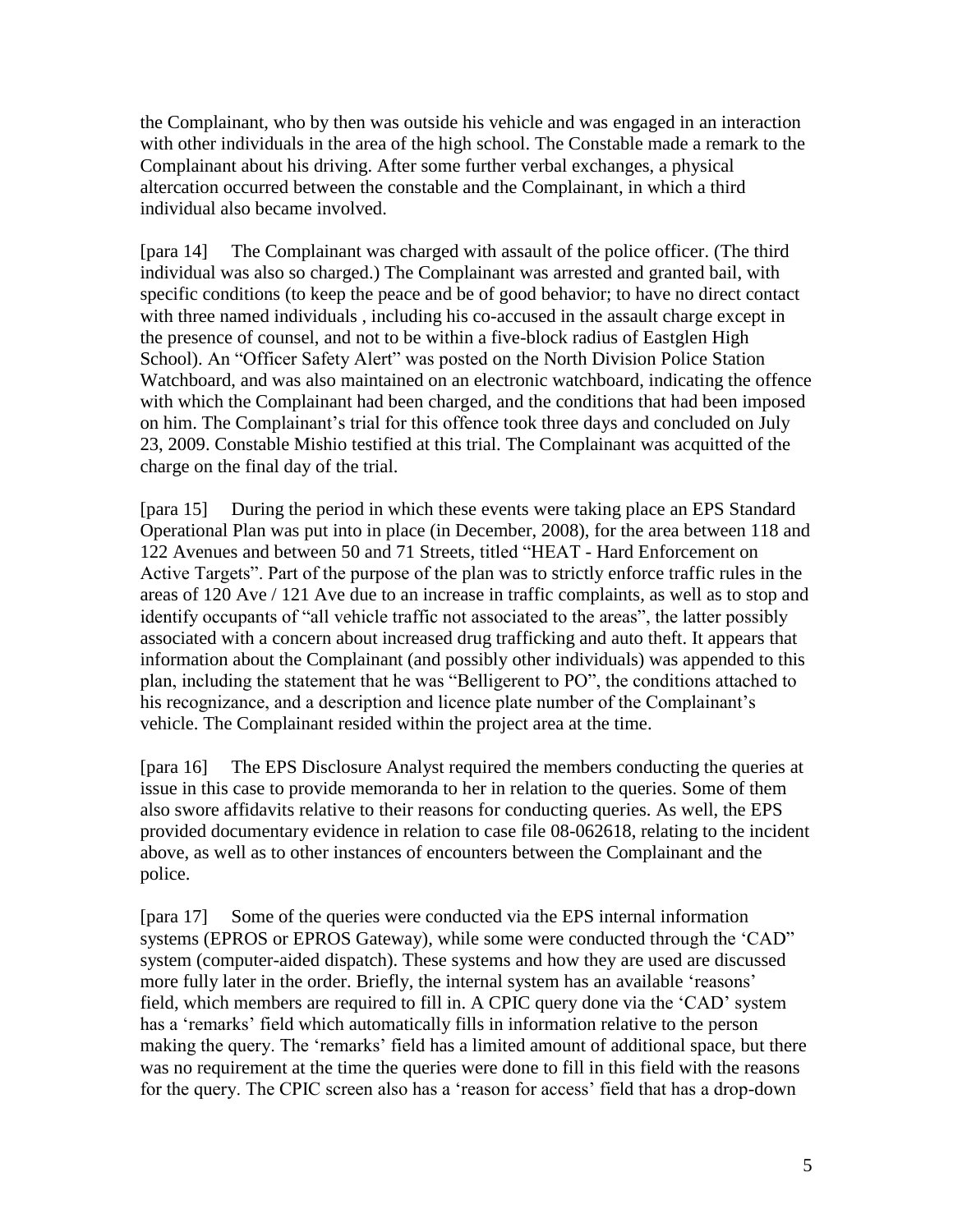the Complainant, who by then was outside his vehicle and was engaged in an interaction with other individuals in the area of the high school. The Constable made a remark to the Complainant about his driving. After some further verbal exchanges, a physical altercation occurred between the constable and the Complainant, in which a third individual also became involved.

[para 14] The Complainant was charged with assault of the police officer. (The third individual was also so charged.) The Complainant was arrested and granted bail, with specific conditions (to keep the peace and be of good behavior; to have no direct contact with three named individuals , including his co-accused in the assault charge except in the presence of counsel, and not to be within a five-block radius of Eastglen High School). An "Officer Safety Alert" was posted on the North Division Police Station Watchboard, and was also maintained on an electronic watchboard, indicating the offence with which the Complainant had been charged, and the conditions that had been imposed on him. The Complainant's trial for this offence took three days and concluded on July 23, 2009. Constable Mishio testified at this trial. The Complainant was acquitted of the charge on the final day of the trial.

[para 15] During the period in which these events were taking place an EPS Standard Operational Plan was put into in place (in December, 2008), for the area between 118 and 122 Avenues and between 50 and 71 Streets, titled "HEAT - Hard Enforcement on Active Targets". Part of the purpose of the plan was to strictly enforce traffic rules in the areas of 120 Ave / 121 Ave due to an increase in traffic complaints, as well as to stop and identify occupants of "all vehicle traffic not associated to the areas", the latter possibly associated with a concern about increased drug trafficking and auto theft. It appears that information about the Complainant (and possibly other individuals) was appended to this plan, including the statement that he was "Belligerent to PO", the conditions attached to his recognizance, and a description and licence plate number of the Complainant's vehicle. The Complainant resided within the project area at the time.

[para 16] The EPS Disclosure Analyst required the members conducting the queries at issue in this case to provide memoranda to her in relation to the queries. Some of them also swore affidavits relative to their reasons for conducting queries. As well, the EPS provided documentary evidence in relation to case file 08-062618, relating to the incident above, as well as to other instances of encounters between the Complainant and the police.

[para 17] Some of the queries were conducted via the EPS internal information systems (EPROS or EPROS Gateway), while some were conducted through the 'CAD' system (computer-aided dispatch). These systems and how they are used are discussed more fully later in the order. Briefly, the internal system has an available 'reasons' field, which members are required to fill in. A CPIC query done via the 'CAD' system has a 'remarks' field which automatically fills in information relative to the person making the query. The 'remarks' field has a limited amount of additional space, but there was no requirement at the time the queries were done to fill in this field with the reasons for the query. The CPIC screen also has a 'reason for access' field that has a drop-down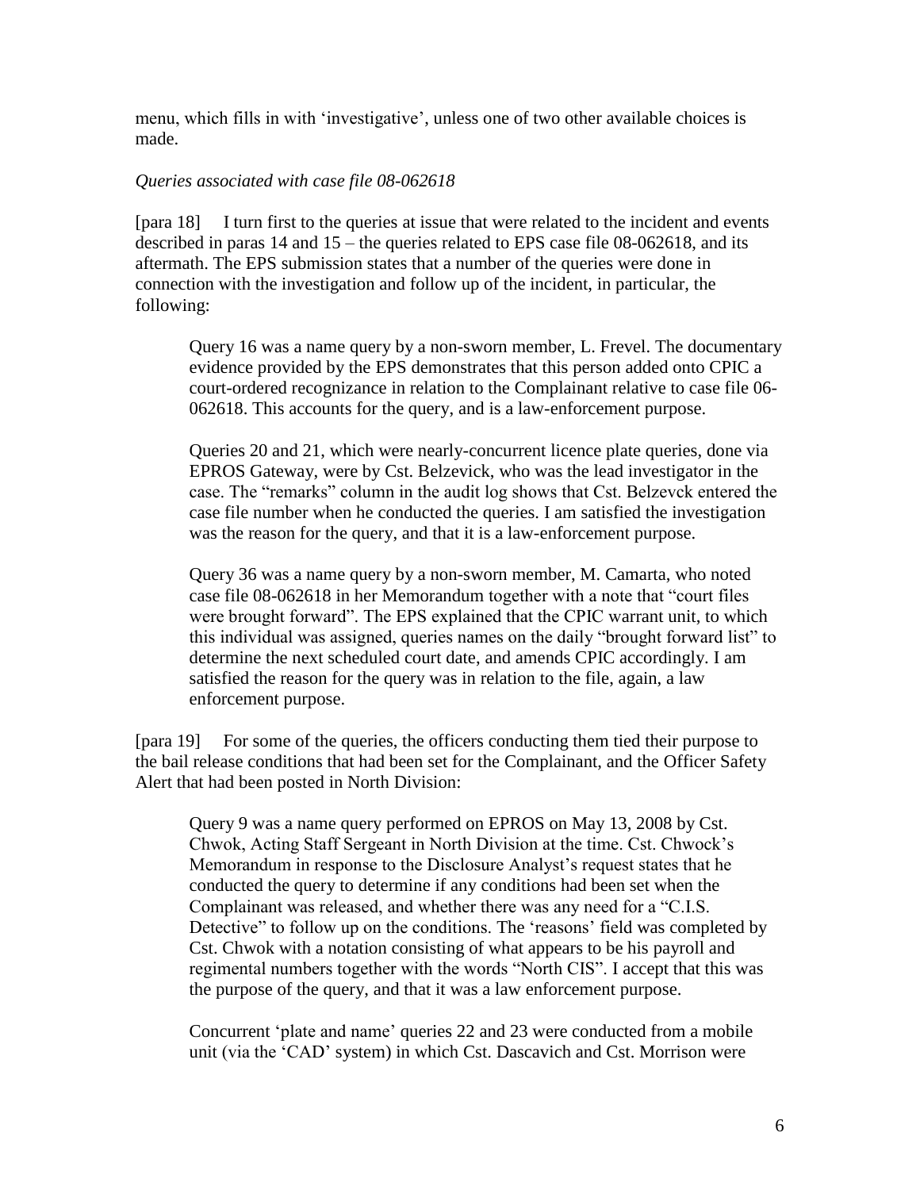menu, which fills in with 'investigative', unless one of two other available choices is made.

*Queries associated with case file 08-062618*

[para 18] I turn first to the queries at issue that were related to the incident and events described in paras 14 and 15 – the queries related to EPS case file 08-062618, and its aftermath. The EPS submission states that a number of the queries were done in connection with the investigation and follow up of the incident, in particular, the following:

> Query 16 was a name query by a non-sworn member, L. Frevel. The documentary evidence provided by the EPS demonstrates that this person added onto CPIC a court-ordered recognizance in relation to the Complainant relative to case file 06-062618. This accounts for the query, and is a law-enforcement purpose.
>
> Queries 20 and 21, which were nearly-concurrent licence plate queries, done via EPROS Gateway, were by Cst. Belzevick, who was the lead investigator in the case. The "remarks" column in the audit log shows that Cst. Belzevck entered the case file number when he conducted the queries. I am satisfied the investigation was the reason for the query, and that it is a law-enforcement purpose.
>
> Query 36 was a name query by a non-sworn member, M. Camarta, who noted case file 08-062618 in her Memorandum together with a note that "court files were brought forward". The EPS explained that the CPIC warrant unit, to which this individual was assigned, queries names on the daily "brought forward list" to determine the next scheduled court date, and amends CPIC accordingly. I am satisfied the reason for the query was in relation to the file, again, a law enforcement purpose.

[para 19] For some of the queries, the officers conducting them tied their purpose to the bail release conditions that had been set for the Complainant, and the Officer Safety Alert that had been posted in North Division:

> Query 9 was a name query performed on EPROS on May 13, 2008 by Cst. Chwok, Acting Staff Sergeant in North Division at the time. Cst. Chwock's Memorandum in response to the Disclosure Analyst's request states that he conducted the query to determine if any conditions had been set when the Complainant was released, and whether there was any need for a "C.I.S. Detective" to follow up on the conditions. The 'reasons' field was completed by Cst. Chwok with a notation consisting of what appears to be his payroll and regimental numbers together with the words "North CIS". I accept that this was the purpose of the query, and that it was a law enforcement purpose.
>
> Concurrent 'plate and name' queries 22 and 23 were conducted from a mobile unit (via the 'CAD' system) in which Cst. Dascavich and Cst. Morrison were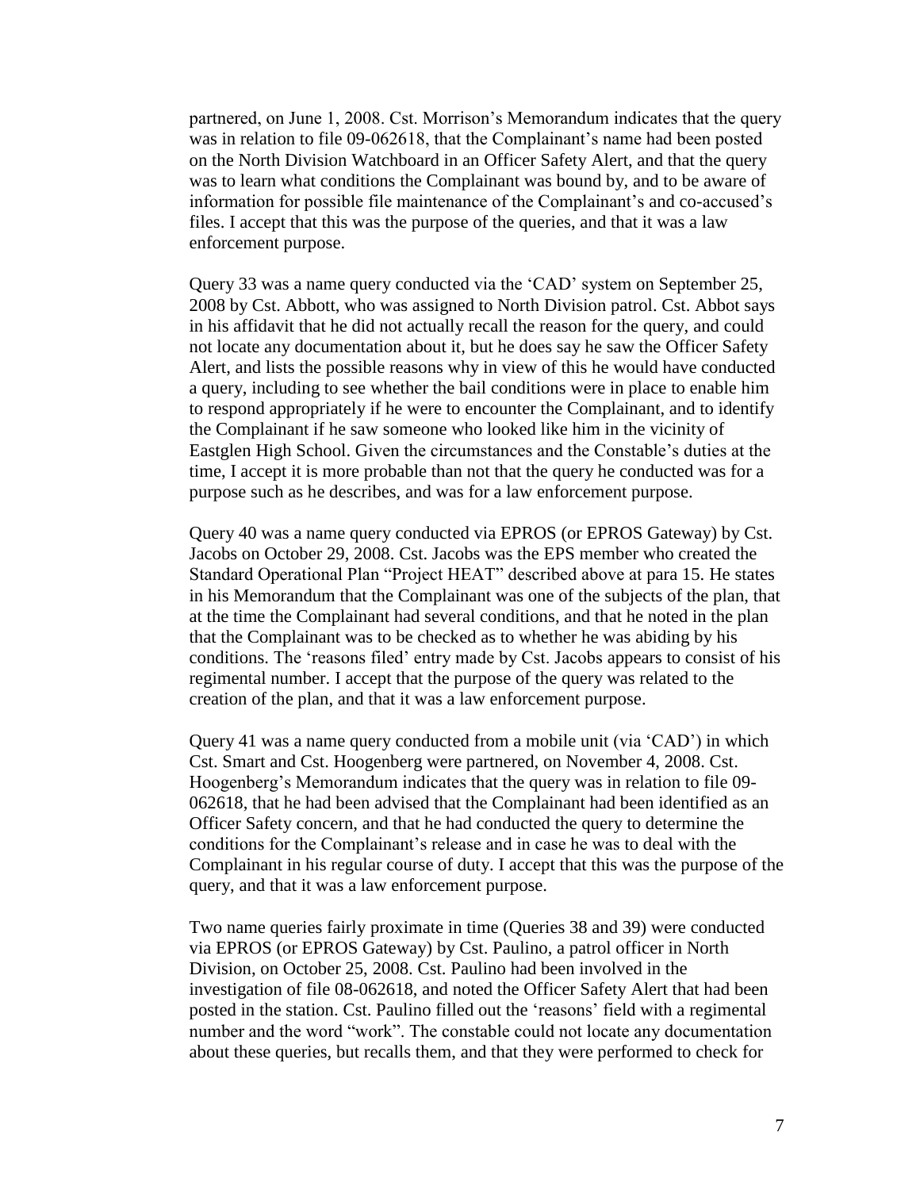partnered, on June 1, 2008. Cst. Morrison's Memorandum indicates that the query was in relation to file 09-062618, that the Complainant's name had been posted on the North Division Watchboard in an Officer Safety Alert, and that the query was to learn what conditions the Complainant was bound by, and to be aware of information for possible file maintenance of the Complainant's and co-accused's files. I accept that this was the purpose of the queries, and that it was a law enforcement purpose.

Query 33 was a name query conducted via the 'CAD' system on September 25, 2008 by Cst. Abbott, who was assigned to North Division patrol. Cst. Abbot says in his affidavit that he did not actually recall the reason for the query, and could not locate any documentation about it, but he does say he saw the Officer Safety Alert, and lists the possible reasons why in view of this he would have conducted a query, including to see whether the bail conditions were in place to enable him to respond appropriately if he were to encounter the Complainant, and to identify the Complainant if he saw someone who looked like him in the vicinity of Eastglen High School. Given the circumstances and the Constable's duties at the time, I accept it is more probable than not that the query he conducted was for a purpose such as he describes, and was for a law enforcement purpose.

Query 40 was a name query conducted via EPROS (or EPROS Gateway) by Cst. Jacobs on October 29, 2008. Cst. Jacobs was the EPS member who created the Standard Operational Plan "Project HEAT" described above at para 15. He states in his Memorandum that the Complainant was one of the subjects of the plan, that at the time the Complainant had several conditions, and that he noted in the plan that the Complainant was to be checked as to whether he was abiding by his conditions. The 'reasons filed' entry made by Cst. Jacobs appears to consist of his regimental number. I accept that the purpose of the query was related to the creation of the plan, and that it was a law enforcement purpose.

Query 41 was a name query conducted from a mobile unit (via 'CAD') in which Cst. Smart and Cst. Hoogenberg were partnered, on November 4, 2008. Cst. Hoogenberg's Memorandum indicates that the query was in relation to file 09-062618, that he had been advised that the Complainant had been identified as an Officer Safety concern, and that he had conducted the query to determine the conditions for the Complainant's release and in case he was to deal with the Complainant in his regular course of duty. I accept that this was the purpose of the query, and that it was a law enforcement purpose.

Two name queries fairly proximate in time (Queries 38 and 39) were conducted via EPROS (or EPROS Gateway) by Cst. Paulino, a patrol officer in North Division, on October 25, 2008. Cst. Paulino had been involved in the investigation of file 08-062618, and noted the Officer Safety Alert that had been posted in the station. Cst. Paulino filled out the 'reasons' field with a regimental number and the word "work". The constable could not locate any documentation about these queries, but recalls them, and that they were performed to check for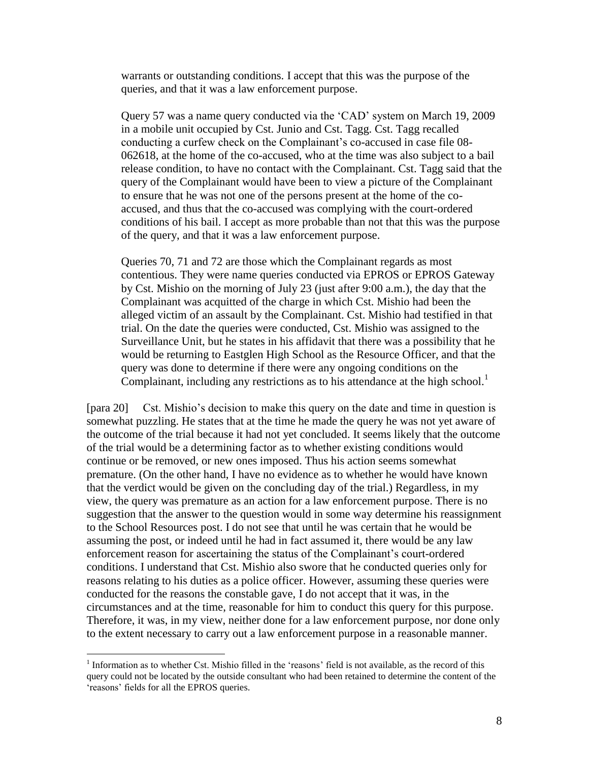warrants or outstanding conditions. I accept that this was the purpose of the queries, and that it was a law enforcement purpose.

> Query 57 was a name query conducted via the 'CAD' system on March 19, 2009 in a mobile unit occupied by Cst. Junio and Cst. Tagg. Cst. Tagg recalled conducting a curfew check on the Complainant's co-accused in case file 08-062618, at the home of the co-accused, who at the time was also subject to a bail release condition, to have no contact with the Complainant. Cst. Tagg said that the query of the Complainant would have been to view a picture of the Complainant to ensure that he was not one of the persons present at the home of the co-accused, and thus that the co-accused was complying with the court-ordered conditions of his bail. I accept as more probable than not that this was the purpose of the query, and that it was a law enforcement purpose.
>
> Queries 70, 71 and 72 are those which the Complainant regards as most contentious. They were name queries conducted via EPROS or EPROS Gateway by Cst. Mishio on the morning of July 23 (just after 9:00 a.m.), the day that the Complainant was acquitted of the charge in which Cst. Mishio had been the alleged victim of an assault by the Complainant. Cst. Mishio had testified in that trial. On the date the queries were conducted, Cst. Mishio was assigned to the Surveillance Unit, but he states in his affidavit that there was a possibility that he would be returning to Eastglen High School as the Resource Officer, and that the query was done to determine if there were any ongoing conditions on the Complainant, including any restrictions as to his attendance at the high school.[1]

[para 20] Cst. Mishio's decision to make this query on the date and time in question is somewhat puzzling. He states that at the time he made the query he was not yet aware of the outcome of the trial because it had not yet concluded. It seems likely that the outcome of the trial would be a determining factor as to whether existing conditions would continue or be removed, or new ones imposed. Thus his action seems somewhat premature. (On the other hand, I have no evidence as to whether he would have known that the verdict would be given on the concluding day of the trial.) Regardless, in my view, the query was premature as an action for a law enforcement purpose. There is no suggestion that the answer to the question would in some way determine his reassignment to the School Resources post. I do not see that until he was certain that he would be assuming the post, or indeed until he had in fact assumed it, there would be any law enforcement reason for ascertaining the status of the Complainant's court-ordered conditions. I understand that Cst. Mishio also swore that he conducted queries only for reasons relating to his duties as a police officer. However, assuming these queries were conducted for the reasons the constable gave, I do not accept that it was, in the circumstances and at the time, reasonable for him to conduct this query for this purpose. Therefore, it was, in my view, neither done for a law enforcement purpose, nor done only to the extent necessary to carry out a law enforcement purpose in a reasonable manner.

---

[1] Information as to whether Cst. Mishio filled in the 'reasons' field is not available, as the record of this query could not be located by the outside consultant who had been retained to determine the content of the 'reasons' fields for all the EPROS queries.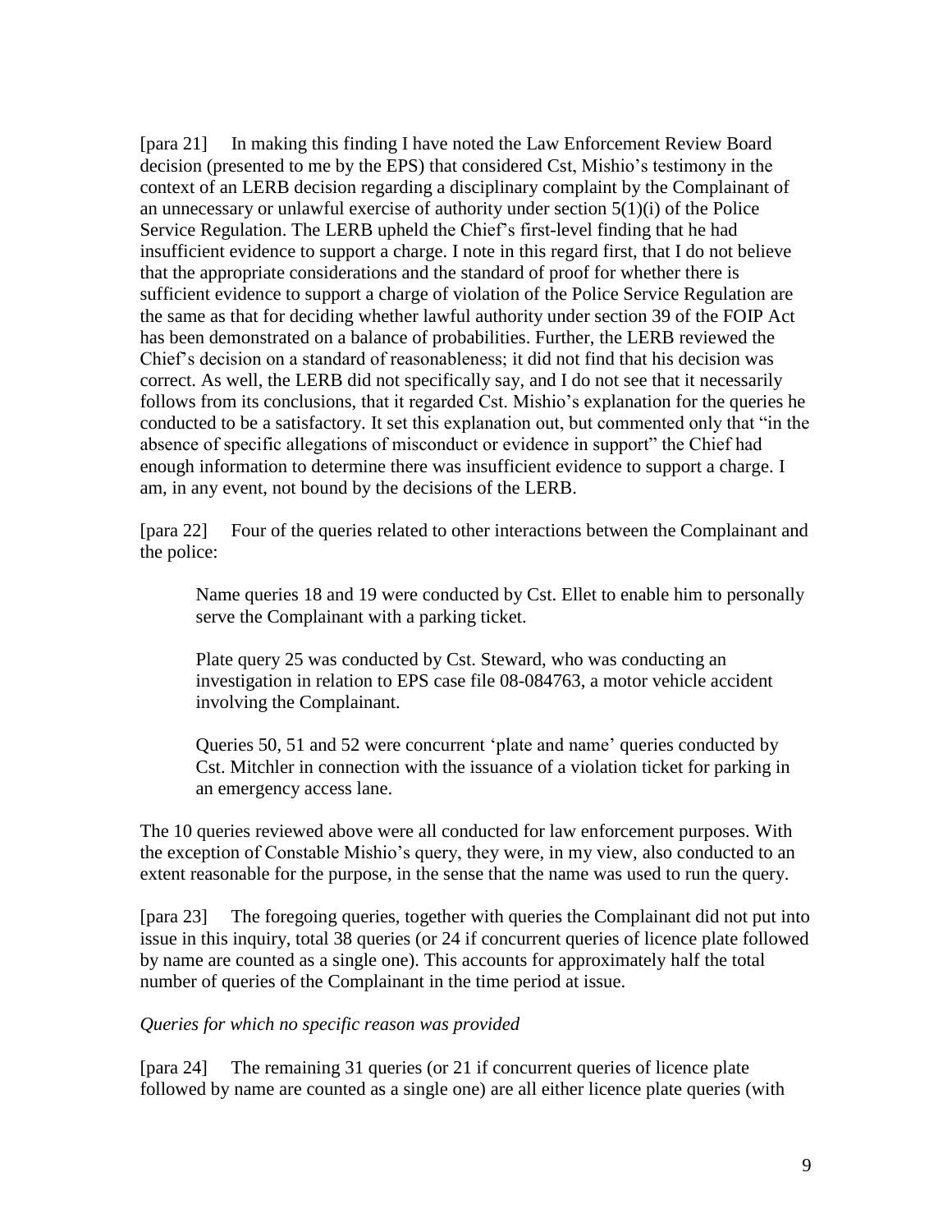[para 21] In making this finding I have noted the Law Enforcement Review Board decision (presented to me by the EPS) that considered Cst, Mishio's testimony in the context of an LERB decision regarding a disciplinary complaint by the Complainant of an unnecessary or unlawful exercise of authority under section 5(1)(i) of the Police Service Regulation. The LERB upheld the Chief's first-level finding that he had insufficient evidence to support a charge. I note in this regard first, that I do not believe that the appropriate considerations and the standard of proof for whether there is sufficient evidence to support a charge of violation of the Police Service Regulation are the same as that for deciding whether lawful authority under section 39 of the FOIP Act has been demonstrated on a balance of probabilities. Further, the LERB reviewed the Chief's decision on a standard of reasonableness; it did not find that his decision was correct. As well, the LERB did not specifically say, and I do not see that it necessarily follows from its conclusions, that it regarded Cst. Mishio's explanation for the queries he conducted to be a satisfactory. It set this explanation out, but commented only that "in the absence of specific allegations of misconduct or evidence in support" the Chief had enough information to determine there was insufficient evidence to support a charge. I am, in any event, not bound by the decisions of the LERB.

[para 22] Four of the queries related to other interactions between the Complainant and the police:

> Name queries 18 and 19 were conducted by Cst. Ellet to enable him to personally serve the Complainant with a parking ticket.
>
> Plate query 25 was conducted by Cst. Steward, who was conducting an investigation in relation to EPS case file 08-084763, a motor vehicle accident involving the Complainant.
>
> Queries 50, 51 and 52 were concurrent 'plate and name' queries conducted by Cst. Mitchler in connection with the issuance of a violation ticket for parking in an emergency access lane.

The 10 queries reviewed above were all conducted for law enforcement purposes. With the exception of Constable Mishio's query, they were, in my view, also conducted to an extent reasonable for the purpose, in the sense that the name was used to run the query.

[para 23] The foregoing queries, together with queries the Complainant did not put into issue in this inquiry, total 38 queries (or 24 if concurrent queries of licence plate followed by name are counted as a single one). This accounts for approximately half the total number of queries of the Complainant in the time period at issue.

*Queries for which no specific reason was provided*

[para 24] The remaining 31 queries (or 21 if concurrent queries of licence plate followed by name are counted as a single one) are all either licence plate queries (with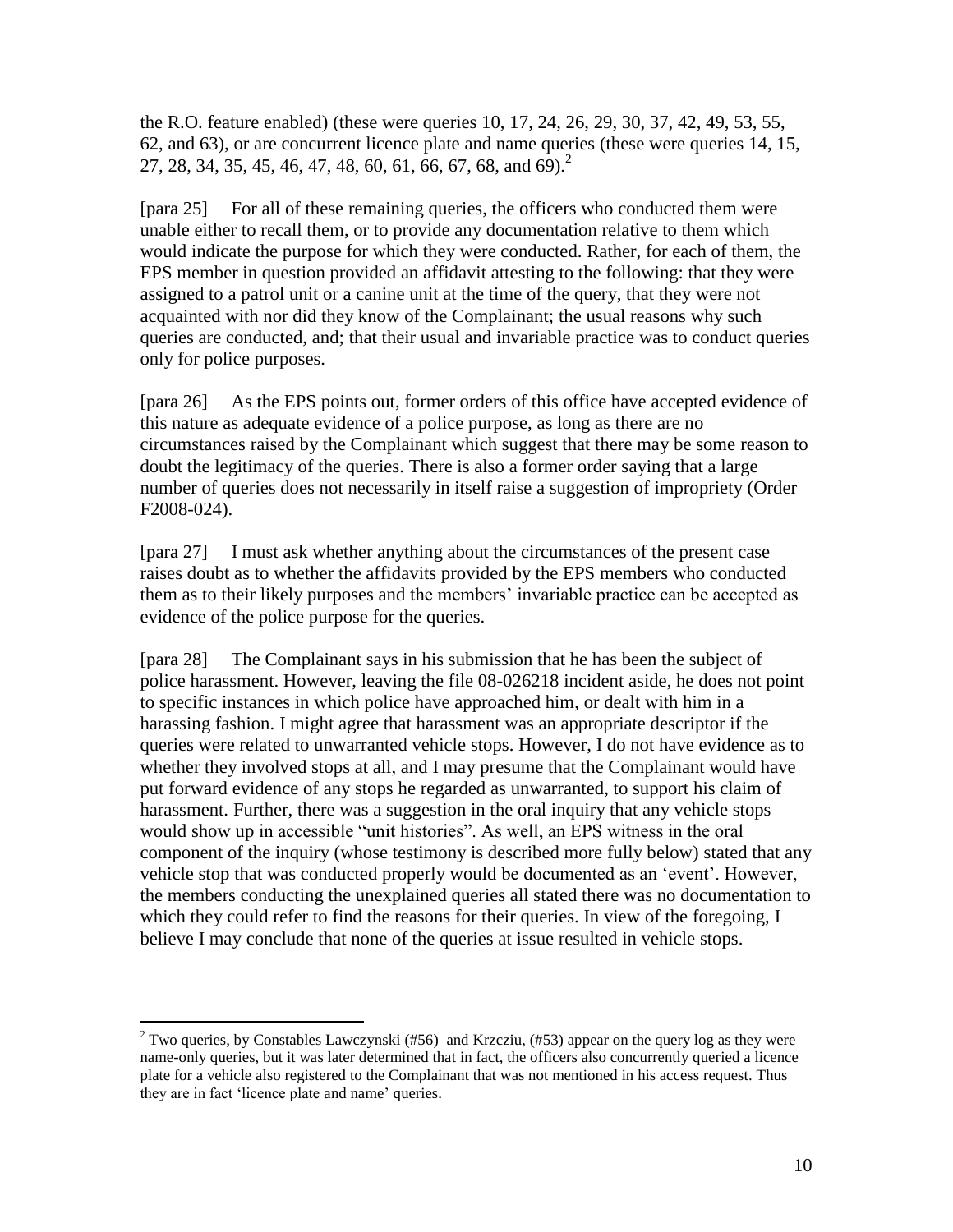the R.O. feature enabled) (these were queries 10, 17, 24, 26, 29, 30, 37, 42, 49, 53, 55, 62, and 63), or are concurrent licence plate and name queries (these were queries 14, 15, 27, 28, 34, 35, 45, 46, 47, 48, 60, 61, 66, 67, 68, and 69).[2]

[para 25] For all of these remaining queries, the officers who conducted them were unable either to recall them, or to provide any documentation relative to them which would indicate the purpose for which they were conducted. Rather, for each of them, the EPS member in question provided an affidavit attesting to the following: that they were assigned to a patrol unit or a canine unit at the time of the query, that they were not acquainted with nor did they know of the Complainant; the usual reasons why such queries are conducted, and; that their usual and invariable practice was to conduct queries only for police purposes.

[para 26] As the EPS points out, former orders of this office have accepted evidence of this nature as adequate evidence of a police purpose, as long as there are no circumstances raised by the Complainant which suggest that there may be some reason to doubt the legitimacy of the queries. There is also a former order saying that a large number of queries does not necessarily in itself raise a suggestion of impropriety (Order F2008-024).

[para 27] I must ask whether anything about the circumstances of the present case raises doubt as to whether the affidavits provided by the EPS members who conducted them as to their likely purposes and the members' invariable practice can be accepted as evidence of the police purpose for the queries.

[para 28] The Complainant says in his submission that he has been the subject of police harassment. However, leaving the file 08-026218 incident aside, he does not point to specific instances in which police have approached him, or dealt with him in a harassing fashion. I might agree that harassment was an appropriate descriptor if the queries were related to unwarranted vehicle stops. However, I do not have evidence as to whether they involved stops at all, and I may presume that the Complainant would have put forward evidence of any stops he regarded as unwarranted, to support his claim of harassment. Further, there was a suggestion in the oral inquiry that any vehicle stops would show up in accessible "unit histories". As well, an EPS witness in the oral component of the inquiry (whose testimony is described more fully below) stated that any vehicle stop that was conducted properly would be documented as an 'event'. However, the members conducting the unexplained queries all stated there was no documentation to which they could refer to find the reasons for their queries. In view of the foregoing, I believe I may conclude that none of the queries at issue resulted in vehicle stops.

---

[2] Two queries, by Constables Lawczynski (#56) and Krzcziu, (#53) appear on the query log as they were name-only queries, but it was later determined that in fact, the officers also concurrently queried a licence plate for a vehicle also registered to the Complainant that was not mentioned in his access request. Thus they are in fact 'licence plate and name' queries.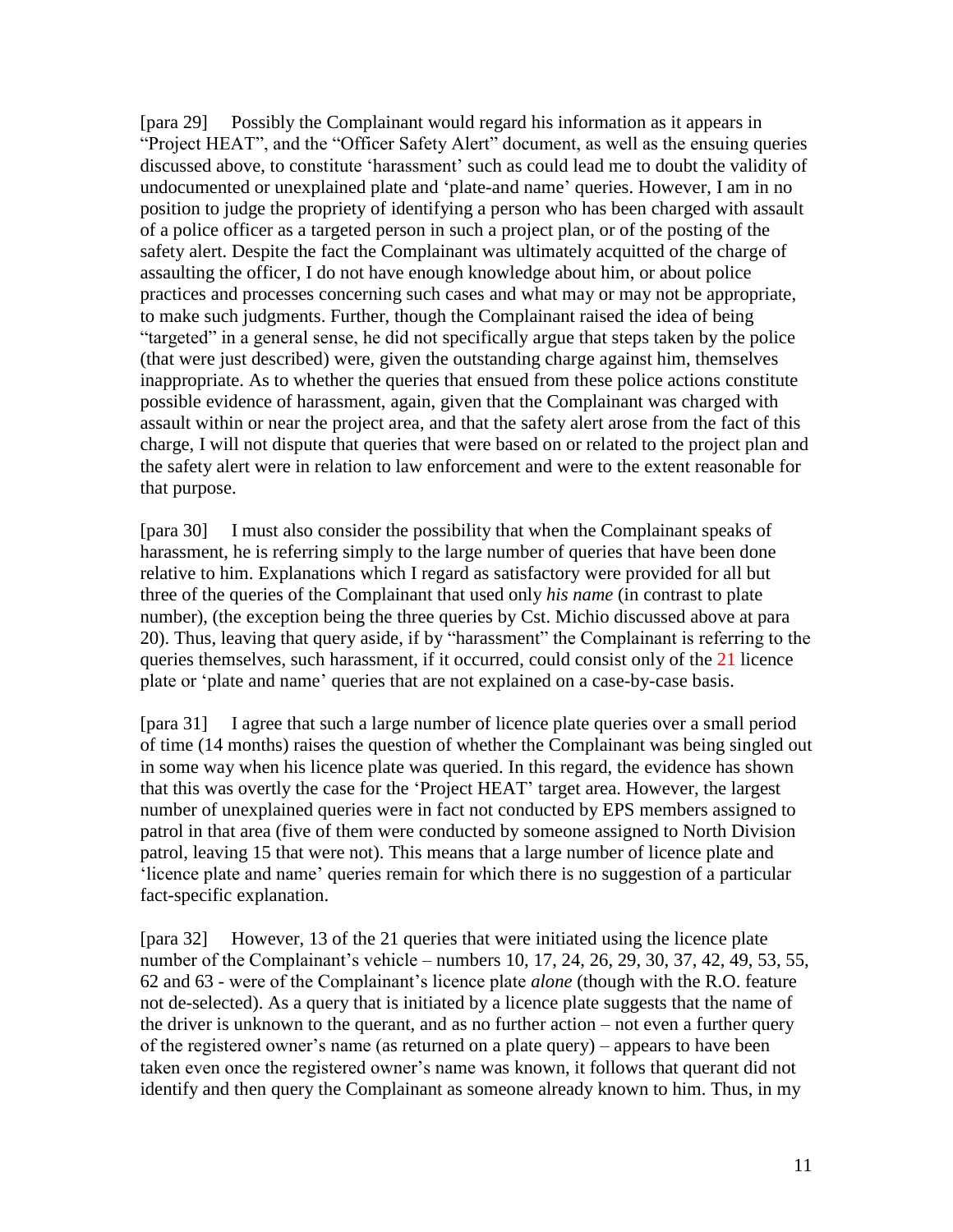[para 29] Possibly the Complainant would regard his information as it appears in "Project HEAT", and the "Officer Safety Alert" document, as well as the ensuing queries discussed above, to constitute 'harassment' such as could lead me to doubt the validity of undocumented or unexplained plate and 'plate-and name' queries. However, I am in no position to judge the propriety of identifying a person who has been charged with assault of a police officer as a targeted person in such a project plan, or of the posting of the safety alert. Despite the fact the Complainant was ultimately acquitted of the charge of assaulting the officer, I do not have enough knowledge about him, or about police practices and processes concerning such cases and what may or may not be appropriate, to make such judgments. Further, though the Complainant raised the idea of being "targeted" in a general sense, he did not specifically argue that steps taken by the police (that were just described) were, given the outstanding charge against him, themselves inappropriate. As to whether the queries that ensued from these police actions constitute possible evidence of harassment, again, given that the Complainant was charged with assault within or near the project area, and that the safety alert arose from the fact of this charge, I will not dispute that queries that were based on or related to the project plan and the safety alert were in relation to law enforcement and were to the extent reasonable for that purpose.

[para 30] I must also consider the possibility that when the Complainant speaks of harassment, he is referring simply to the large number of queries that have been done relative to him. Explanations which I regard as satisfactory were provided for all but three of the queries of the Complainant that used only *his name* (in contrast to plate number), (the exception being the three queries by Cst. Michio discussed above at para 20). Thus, leaving that query aside, if by "harassment" the Complainant is referring to the queries themselves, such harassment, if it occurred, could consist only of the 21 licence plate or 'plate and name' queries that are not explained on a case-by-case basis.

[para 31] I agree that such a large number of licence plate queries over a small period of time (14 months) raises the question of whether the Complainant was being singled out in some way when his licence plate was queried. In this regard, the evidence has shown that this was overtly the case for the 'Project HEAT' target area. However, the largest number of unexplained queries were in fact not conducted by EPS members assigned to patrol in that area (five of them were conducted by someone assigned to North Division patrol, leaving 15 that were not). This means that a large number of licence plate and 'licence plate and name' queries remain for which there is no suggestion of a particular fact-specific explanation.

[para 32] However, 13 of the 21 queries that were initiated using the licence plate number of the Complainant's vehicle – numbers 10, 17, 24, 26, 29, 30, 37, 42, 49, 53, 55, 62 and 63 - were of the Complainant's licence plate *alone* (though with the R.O. feature not de-selected). As a query that is initiated by a licence plate suggests that the name of the driver is unknown to the querant, and as no further action – not even a further query of the registered owner's name (as returned on a plate query) – appears to have been taken even once the registered owner's name was known, it follows that querant did not identify and then query the Complainant as someone already known to him. Thus, in my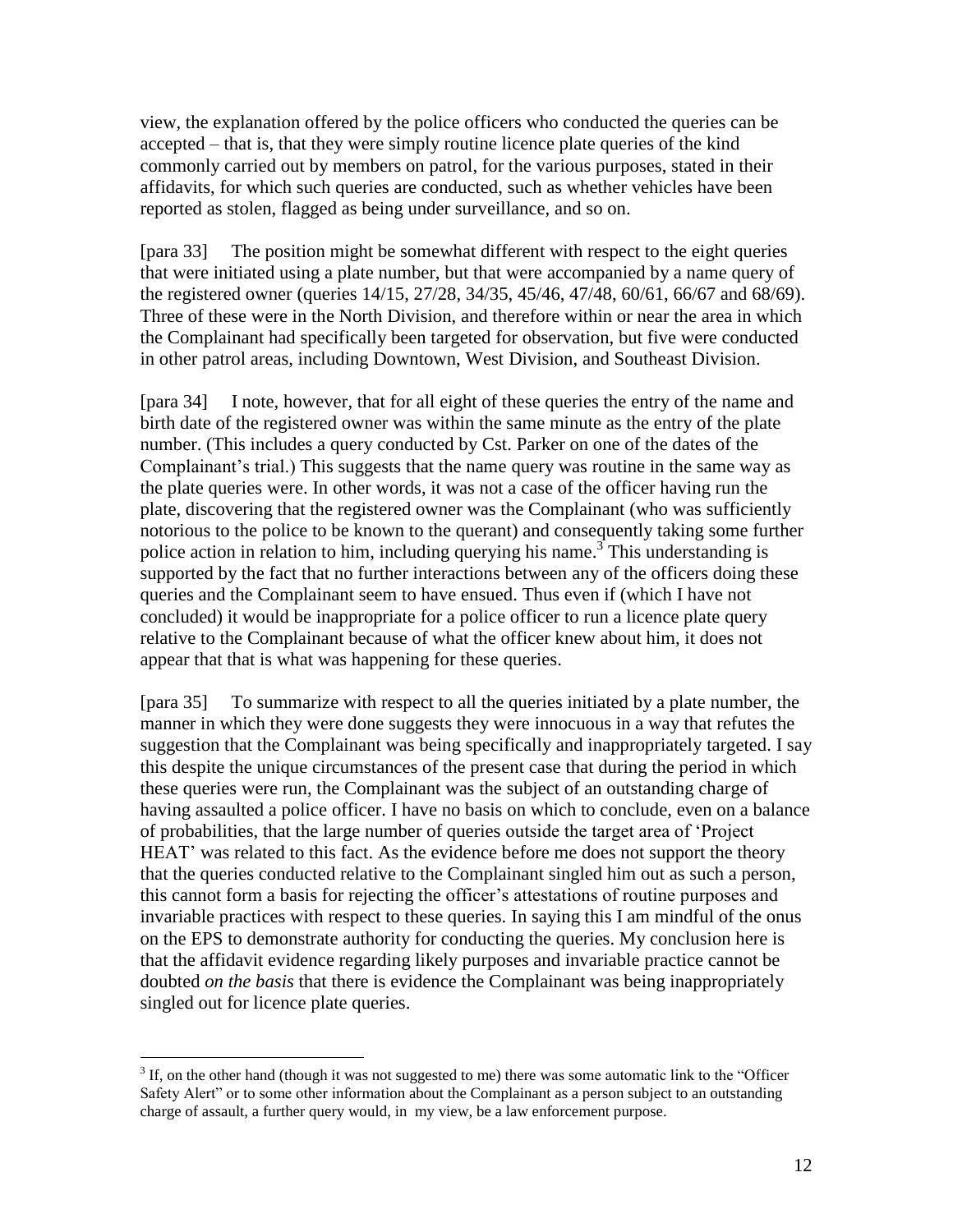view, the explanation offered by the police officers who conducted the queries can be accepted – that is, that they were simply routine licence plate queries of the kind commonly carried out by members on patrol, for the various purposes, stated in their affidavits, for which such queries are conducted, such as whether vehicles have been reported as stolen, flagged as being under surveillance, and so on.

[para 33] The position might be somewhat different with respect to the eight queries that were initiated using a plate number, but that were accompanied by a name query of the registered owner (queries 14/15, 27/28, 34/35, 45/46, 47/48, 60/61, 66/67 and 68/69). Three of these were in the North Division, and therefore within or near the area in which the Complainant had specifically been targeted for observation, but five were conducted in other patrol areas, including Downtown, West Division, and Southeast Division.

[para 34] I note, however, that for all eight of these queries the entry of the name and birth date of the registered owner was within the same minute as the entry of the plate number. (This includes a query conducted by Cst. Parker on one of the dates of the Complainant's trial.) This suggests that the name query was routine in the same way as the plate queries were. In other words, it was not a case of the officer having run the plate, discovering that the registered owner was the Complainant (who was sufficiently notorious to the police to be known to the querant) and consequently taking some further police action in relation to him, including querying his name.[3] This understanding is supported by the fact that no further interactions between any of the officers doing these queries and the Complainant seem to have ensued. Thus even if (which I have not concluded) it would be inappropriate for a police officer to run a licence plate query relative to the Complainant because of what the officer knew about him, it does not appear that that is what was happening for these queries.

[para 35] To summarize with respect to all the queries initiated by a plate number, the manner in which they were done suggests they were innocuous in a way that refutes the suggestion that the Complainant was being specifically and inappropriately targeted. I say this despite the unique circumstances of the present case that during the period in which these queries were run, the Complainant was the subject of an outstanding charge of having assaulted a police officer. I have no basis on which to conclude, even on a balance of probabilities, that the large number of queries outside the target area of 'Project HEAT' was related to this fact. As the evidence before me does not support the theory that the queries conducted relative to the Complainant singled him out as such a person, this cannot form a basis for rejecting the officer's attestations of routine purposes and invariable practices with respect to these queries. In saying this I am mindful of the onus on the EPS to demonstrate authority for conducting the queries. My conclusion here is that the affidavit evidence regarding likely purposes and invariable practice cannot be doubted *on the basis* that there is evidence the Complainant was being inappropriately singled out for licence plate queries.

---

[3] If, on the other hand (though it was not suggested to me) there was some automatic link to the "Officer Safety Alert" or to some other information about the Complainant as a person subject to an outstanding charge of assault, a further query would, in my view, be a law enforcement purpose.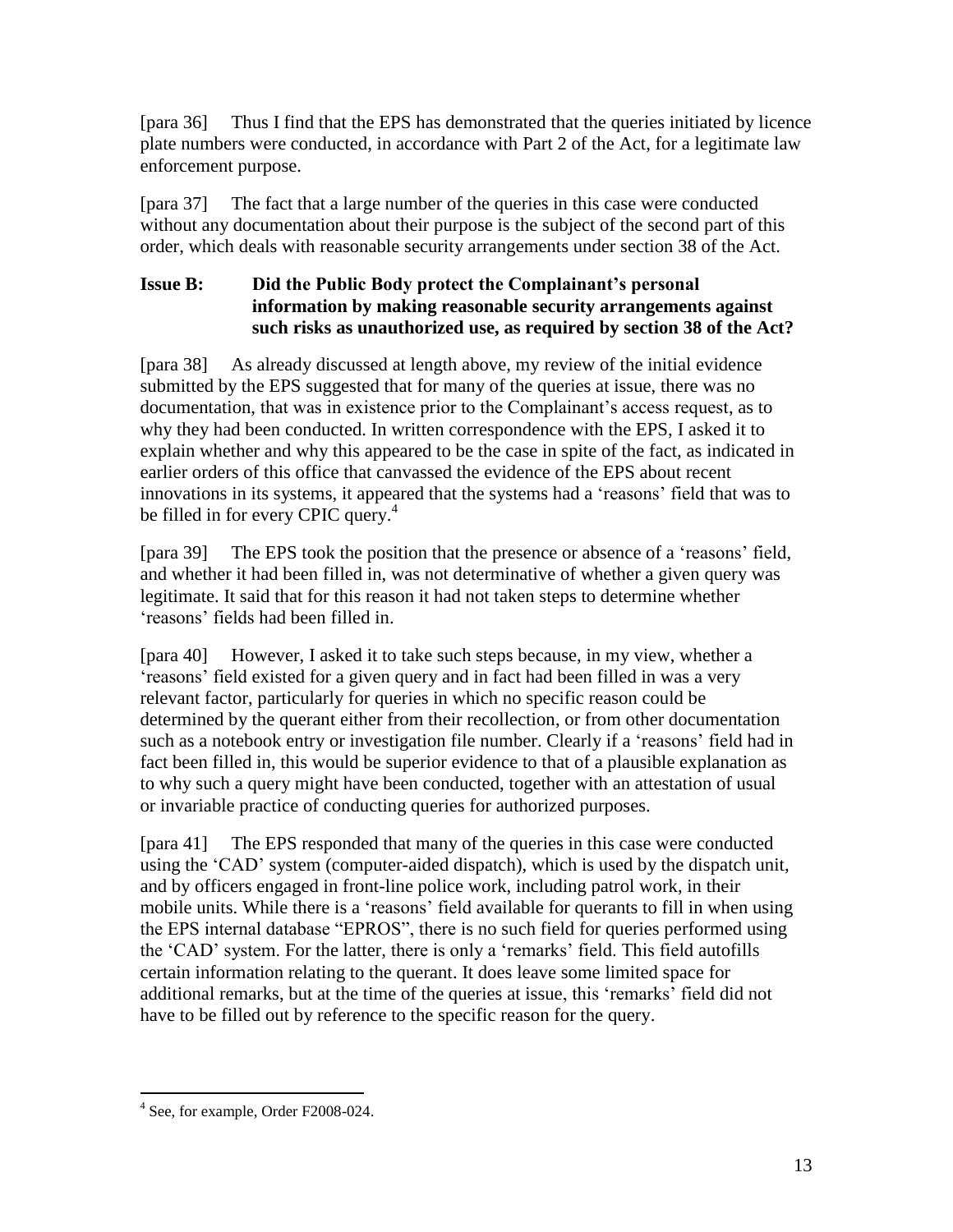[para 36] Thus I find that the EPS has demonstrated that the queries initiated by licence plate numbers were conducted, in accordance with Part 2 of the Act, for a legitimate law enforcement purpose.

[para 37] The fact that a large number of the queries in this case were conducted without any documentation about their purpose is the subject of the second part of this order, which deals with reasonable security arrangements under section 38 of the Act.

**Issue B: Did the Public Body protect the Complainant's personal information by making reasonable security arrangements against such risks as unauthorized use, as required by section 38 of the Act?**

[para 38] As already discussed at length above, my review of the initial evidence submitted by the EPS suggested that for many of the queries at issue, there was no documentation, that was in existence prior to the Complainant's access request, as to why they had been conducted. In written correspondence with the EPS, I asked it to explain whether and why this appeared to be the case in spite of the fact, as indicated in earlier orders of this office that canvassed the evidence of the EPS about recent innovations in its systems, it appeared that the systems had a 'reasons' field that was to be filled in for every CPIC query.[4]

[para 39] The EPS took the position that the presence or absence of a 'reasons' field, and whether it had been filled in, was not determinative of whether a given query was legitimate. It said that for this reason it had not taken steps to determine whether 'reasons' fields had been filled in.

[para 40] However, I asked it to take such steps because, in my view, whether a 'reasons' field existed for a given query and in fact had been filled in was a very relevant factor, particularly for queries in which no specific reason could be determined by the querant either from their recollection, or from other documentation such as a notebook entry or investigation file number. Clearly if a 'reasons' field had in fact been filled in, this would be superior evidence to that of a plausible explanation as to why such a query might have been conducted, together with an attestation of usual or invariable practice of conducting queries for authorized purposes.

[para 41] The EPS responded that many of the queries in this case were conducted using the 'CAD' system (computer-aided dispatch), which is used by the dispatch unit, and by officers engaged in front-line police work, including patrol work, in their mobile units. While there is a 'reasons' field available for querants to fill in when using the EPS internal database "EPROS", there is no such field for queries performed using the 'CAD' system. For the latter, there is only a 'remarks' field. This field autofills certain information relating to the querant. It does leave some limited space for additional remarks, but at the time of the queries at issue, this 'remarks' field did not have to be filled out by reference to the specific reason for the query.

[4] See, for example, Order F2008-024.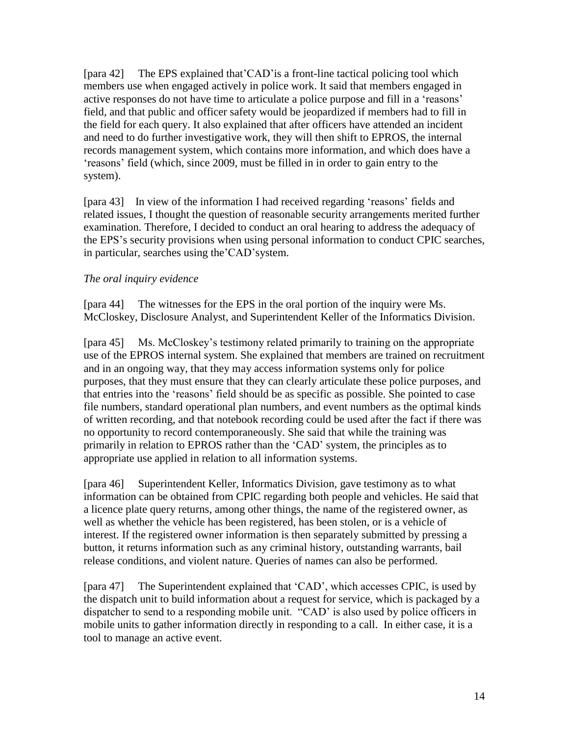[para 42] The EPS explained that'CAD'is a front-line tactical policing tool which members use when engaged actively in police work. It said that members engaged in active responses do not have time to articulate a police purpose and fill in a 'reasons' field, and that public and officer safety would be jeopardized if members had to fill in the field for each query. It also explained that after officers have attended an incident and need to do further investigative work, they will then shift to EPROS, the internal records management system, which contains more information, and which does have a 'reasons' field (which, since 2009, must be filled in in order to gain entry to the system).

[para 43] In view of the information I had received regarding 'reasons' fields and related issues, I thought the question of reasonable security arrangements merited further examination. Therefore, I decided to conduct an oral hearing to address the adequacy of the EPS's security provisions when using personal information to conduct CPIC searches, in particular, searches using the'CAD'system.

*The oral inquiry evidence*

[para 44] The witnesses for the EPS in the oral portion of the inquiry were Ms. McCloskey, Disclosure Analyst, and Superintendent Keller of the Informatics Division.

[para 45] Ms. McCloskey's testimony related primarily to training on the appropriate use of the EPROS internal system. She explained that members are trained on recruitment and in an ongoing way, that they may access information systems only for police purposes, that they must ensure that they can clearly articulate these police purposes, and that entries into the 'reasons' field should be as specific as possible. She pointed to case file numbers, standard operational plan numbers, and event numbers as the optimal kinds of written recording, and that notebook recording could be used after the fact if there was no opportunity to record contemporaneously. She said that while the training was primarily in relation to EPROS rather than the 'CAD' system, the principles as to appropriate use applied in relation to all information systems.

[para 46] Superintendent Keller, Informatics Division, gave testimony as to what information can be obtained from CPIC regarding both people and vehicles. He said that a licence plate query returns, among other things, the name of the registered owner, as well as whether the vehicle has been registered, has been stolen, or is a vehicle of interest. If the registered owner information is then separately submitted by pressing a button, it returns information such as any criminal history, outstanding warrants, bail release conditions, and violent nature. Queries of names can also be performed.

[para 47] The Superintendent explained that 'CAD', which accesses CPIC, is used by the dispatch unit to build information about a request for service, which is packaged by a dispatcher to send to a responding mobile unit. "CAD' is also used by police officers in mobile units to gather information directly in responding to a call. In either case, it is a tool to manage an active event.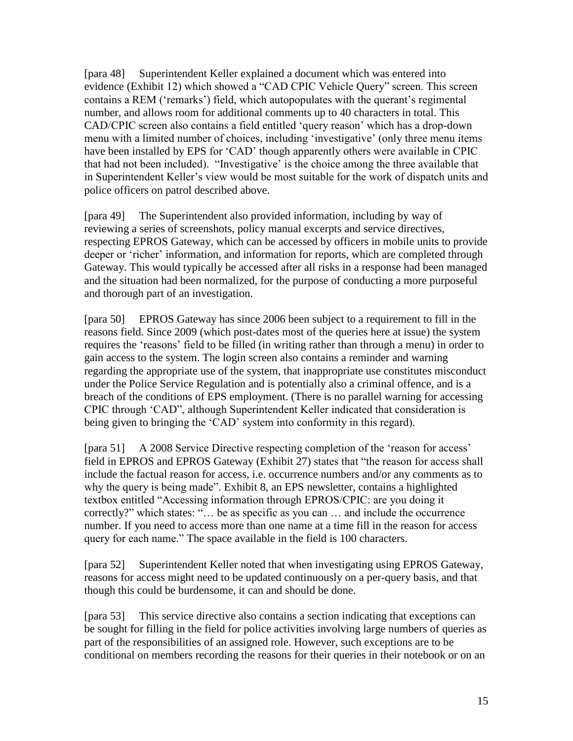[para 48] Superintendent Keller explained a document which was entered into evidence (Exhibit 12) which showed a "CAD CPIC Vehicle Query" screen. This screen contains a REM ('remarks') field, which autopopulates with the querant's regimental number, and allows room for additional comments up to 40 characters in total. This CAD/CPIC screen also contains a field entitled 'query reason' which has a drop-down menu with a limited number of choices, including 'investigative' (only three menu items have been installed by EPS for 'CAD' though apparently others were available in CPIC that had not been included). "Investigative' is the choice among the three available that in Superintendent Keller's view would be most suitable for the work of dispatch units and police officers on patrol described above.

[para 49] The Superintendent also provided information, including by way of reviewing a series of screenshots, policy manual excerpts and service directives, respecting EPROS Gateway, which can be accessed by officers in mobile units to provide deeper or 'richer' information, and information for reports, which are completed through Gateway. This would typically be accessed after all risks in a response had been managed and the situation had been normalized, for the purpose of conducting a more purposeful and thorough part of an investigation.

[para 50] EPROS Gateway has since 2006 been subject to a requirement to fill in the reasons field. Since 2009 (which post-dates most of the queries here at issue) the system requires the 'reasons' field to be filled (in writing rather than through a menu) in order to gain access to the system. The login screen also contains a reminder and warning regarding the appropriate use of the system, that inappropriate use constitutes misconduct under the Police Service Regulation and is potentially also a criminal offence, and is a breach of the conditions of EPS employment. (There is no parallel warning for accessing CPIC through 'CAD", although Superintendent Keller indicated that consideration is being given to bringing the 'CAD' system into conformity in this regard).

[para 51] A 2008 Service Directive respecting completion of the 'reason for access' field in EPROS and EPROS Gateway (Exhibit 27) states that "the reason for access shall include the factual reason for access, i.e. occurrence numbers and/or any comments as to why the query is being made". Exhibit 8, an EPS newsletter, contains a highlighted textbox entitled "Accessing information through EPROS/CPIC: are you doing it correctly?" which states: "… be as specific as you can … and include the occurrence number. If you need to access more than one name at a time fill in the reason for access query for each name." The space available in the field is 100 characters.

[para 52] Superintendent Keller noted that when investigating using EPROS Gateway, reasons for access might need to be updated continuously on a per-query basis, and that though this could be burdensome, it can and should be done.

[para 53] This service directive also contains a section indicating that exceptions can be sought for filling in the field for police activities involving large numbers of queries as part of the responsibilities of an assigned role. However, such exceptions are to be conditional on members recording the reasons for their queries in their notebook or on an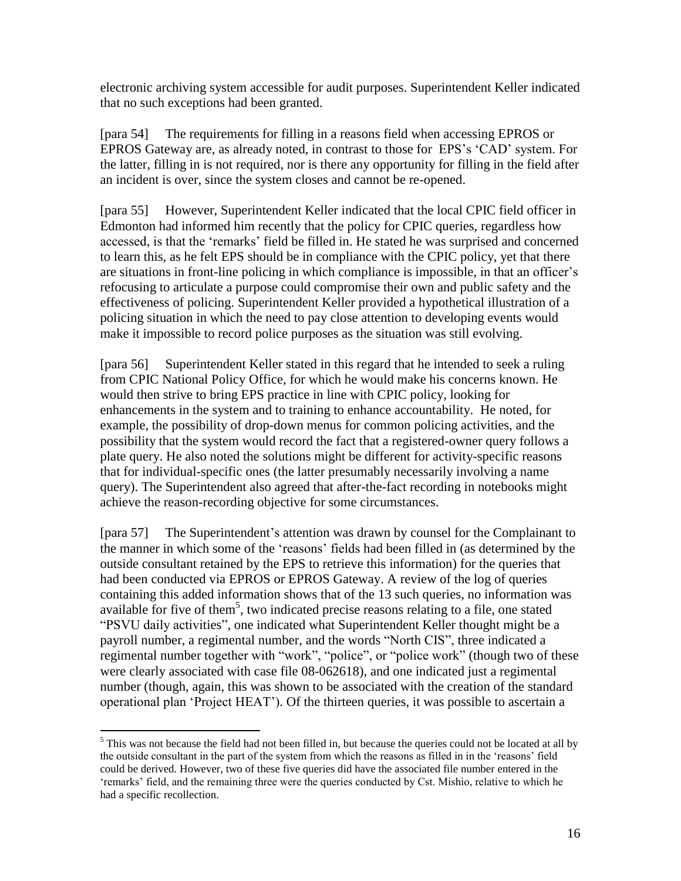electronic archiving system accessible for audit purposes. Superintendent Keller indicated that no such exceptions had been granted.

[para 54] The requirements for filling in a reasons field when accessing EPROS or EPROS Gateway are, as already noted, in contrast to those for EPS's 'CAD' system. For the latter, filling in is not required, nor is there any opportunity for filling in the field after an incident is over, since the system closes and cannot be re-opened.

[para 55] However, Superintendent Keller indicated that the local CPIC field officer in Edmonton had informed him recently that the policy for CPIC queries, regardless how accessed, is that the 'remarks' field be filled in. He stated he was surprised and concerned to learn this, as he felt EPS should be in compliance with the CPIC policy, yet that there are situations in front-line policing in which compliance is impossible, in that an officer's refocusing to articulate a purpose could compromise their own and public safety and the effectiveness of policing. Superintendent Keller provided a hypothetical illustration of a policing situation in which the need to pay close attention to developing events would make it impossible to record police purposes as the situation was still evolving.

[para 56] Superintendent Keller stated in this regard that he intended to seek a ruling from CPIC National Policy Office, for which he would make his concerns known. He would then strive to bring EPS practice in line with CPIC policy, looking for enhancements in the system and to training to enhance accountability. He noted, for example, the possibility of drop-down menus for common policing activities, and the possibility that the system would record the fact that a registered-owner query follows a plate query. He also noted the solutions might be different for activity-specific reasons that for individual-specific ones (the latter presumably necessarily involving a name query). The Superintendent also agreed that after-the-fact recording in notebooks might achieve the reason-recording objective for some circumstances.

[para 57] The Superintendent's attention was drawn by counsel for the Complainant to the manner in which some of the 'reasons' fields had been filled in (as determined by the outside consultant retained by the EPS to retrieve this information) for the queries that had been conducted via EPROS or EPROS Gateway. A review of the log of queries containing this added information shows that of the 13 such queries, no information was available for five of them[5], two indicated precise reasons relating to a file, one stated "PSVU daily activities", one indicated what Superintendent Keller thought might be a payroll number, a regimental number, and the words "North CIS", three indicated a regimental number together with "work", "police", or "police work" (though two of these were clearly associated with case file 08-062618), and one indicated just a regimental number (though, again, this was shown to be associated with the creation of the standard operational plan 'Project HEAT'). Of the thirteen queries, it was possible to ascertain a

---

[5] This was not because the field had not been filled in, but because the queries could not be located at all by the outside consultant in the part of the system from which the reasons as filled in in the 'reasons' field could be derived. However, two of these five queries did have the associated file number entered in the 'remarks' field, and the remaining three were the queries conducted by Cst. Mishio, relative to which he had a specific recollection.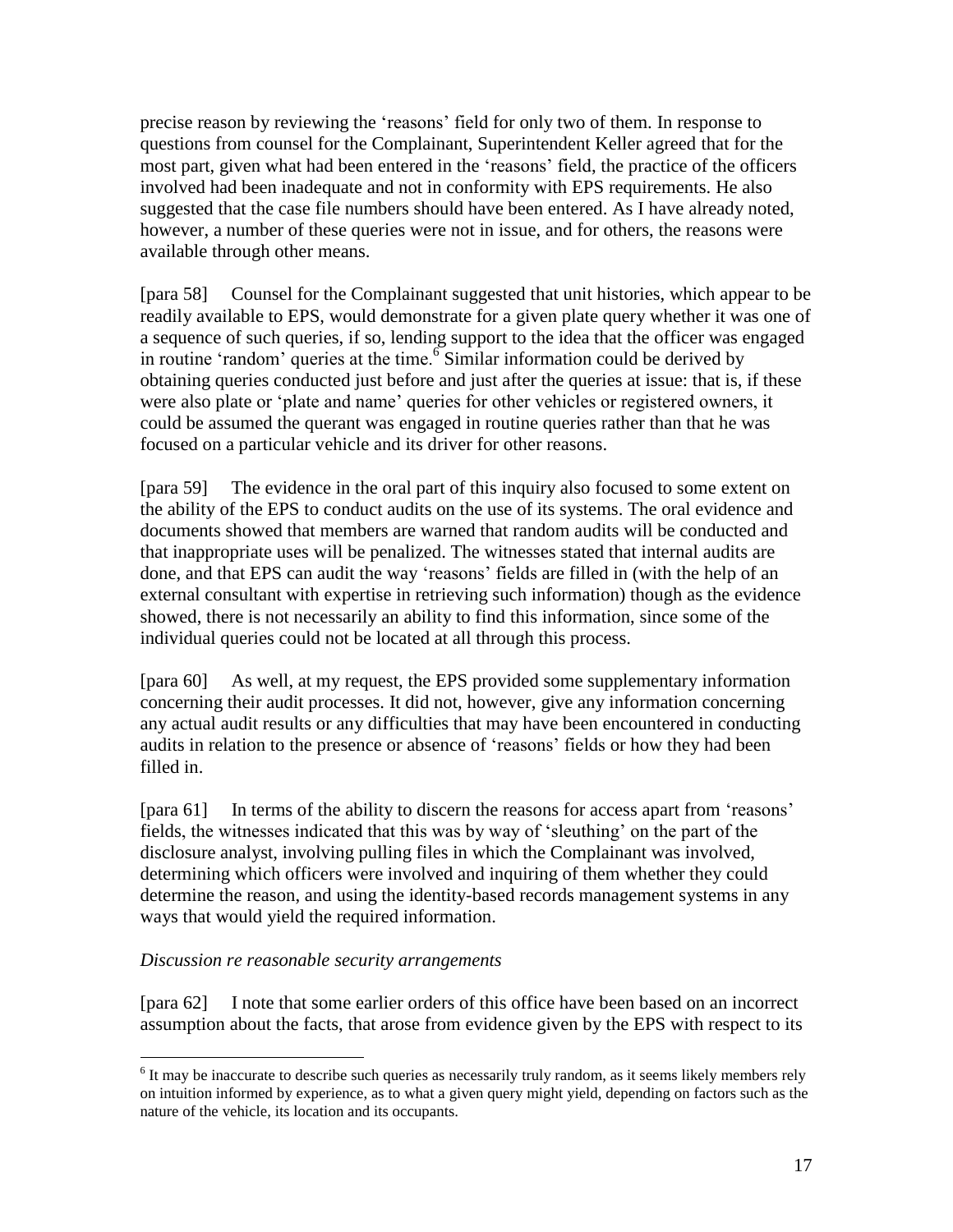precise reason by reviewing the 'reasons' field for only two of them. In response to questions from counsel for the Complainant, Superintendent Keller agreed that for the most part, given what had been entered in the 'reasons' field, the practice of the officers involved had been inadequate and not in conformity with EPS requirements. He also suggested that the case file numbers should have been entered. As I have already noted, however, a number of these queries were not in issue, and for others, the reasons were available through other means.

[para 58] Counsel for the Complainant suggested that unit histories, which appear to be readily available to EPS, would demonstrate for a given plate query whether it was one of a sequence of such queries, if so, lending support to the idea that the officer was engaged in routine 'random' queries at the time.[6] Similar information could be derived by obtaining queries conducted just before and just after the queries at issue: that is, if these were also plate or 'plate and name' queries for other vehicles or registered owners, it could be assumed the querant was engaged in routine queries rather than that he was focused on a particular vehicle and its driver for other reasons.

[para 59] The evidence in the oral part of this inquiry also focused to some extent on the ability of the EPS to conduct audits on the use of its systems. The oral evidence and documents showed that members are warned that random audits will be conducted and that inappropriate uses will be penalized. The witnesses stated that internal audits are done, and that EPS can audit the way 'reasons' fields are filled in (with the help of an external consultant with expertise in retrieving such information) though as the evidence showed, there is not necessarily an ability to find this information, since some of the individual queries could not be located at all through this process.

[para 60] As well, at my request, the EPS provided some supplementary information concerning their audit processes. It did not, however, give any information concerning any actual audit results or any difficulties that may have been encountered in conducting audits in relation to the presence or absence of 'reasons' fields or how they had been filled in.

[para 61] In terms of the ability to discern the reasons for access apart from 'reasons' fields, the witnesses indicated that this was by way of 'sleuthing' on the part of the disclosure analyst, involving pulling files in which the Complainant was involved, determining which officers were involved and inquiring of them whether they could determine the reason, and using the identity-based records management systems in any ways that would yield the required information.

*Discussion re reasonable security arrangements*

[para 62] I note that some earlier orders of this office have been based on an incorrect assumption about the facts, that arose from evidence given by the EPS with respect to its

---

[6] It may be inaccurate to describe such queries as necessarily truly random, as it seems likely members rely on intuition informed by experience, as to what a given query might yield, depending on factors such as the nature of the vehicle, its location and its occupants.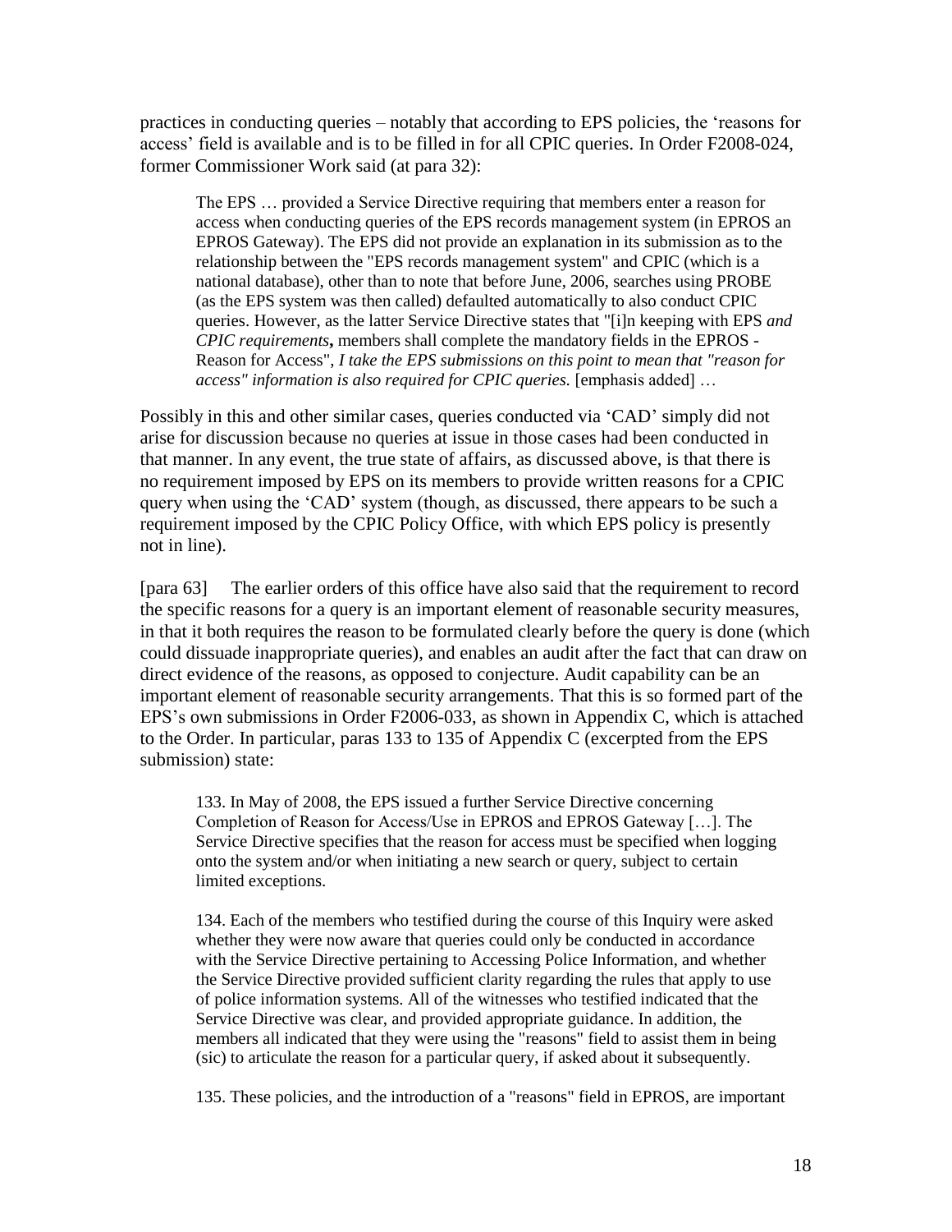practices in conducting queries – notably that according to EPS policies, the 'reasons for access' field is available and is to be filled in for all CPIC queries. In Order F2008-024, former Commissioner Work said (at para 32):

> The EPS … provided a Service Directive requiring that members enter a reason for access when conducting queries of the EPS records management system (in EPROS an EPROS Gateway). The EPS did not provide an explanation in its submission as to the relationship between the "EPS records management system" and CPIC (which is a national database), other than to note that before June, 2006, searches using PROBE (as the EPS system was then called) defaulted automatically to also conduct CPIC queries. However, as the latter Service Directive states that "[i]n keeping with EPS *and CPIC requirements***,** members shall complete the mandatory fields in the EPROS - Reason for Access", *I take the EPS submissions on this point to mean that "reason for access" information is also required for CPIC queries.* [emphasis added] …

Possibly in this and other similar cases, queries conducted via 'CAD' simply did not arise for discussion because no queries at issue in those cases had been conducted in that manner. In any event, the true state of affairs, as discussed above, is that there is no requirement imposed by EPS on its members to provide written reasons for a CPIC query when using the 'CAD' system (though, as discussed, there appears to be such a requirement imposed by the CPIC Policy Office, with which EPS policy is presently not in line).

[para 63] The earlier orders of this office have also said that the requirement to record the specific reasons for a query is an important element of reasonable security measures, in that it both requires the reason to be formulated clearly before the query is done (which could dissuade inappropriate queries), and enables an audit after the fact that can draw on direct evidence of the reasons, as opposed to conjecture. Audit capability can be an important element of reasonable security arrangements. That this is so formed part of the EPS's own submissions in Order F2006-033, as shown in Appendix C, which is attached to the Order. In particular, paras 133 to 135 of Appendix C (excerpted from the EPS submission) state:

> 133. In May of 2008, the EPS issued a further Service Directive concerning Completion of Reason for Access/Use in EPROS and EPROS Gateway […]. The Service Directive specifies that the reason for access must be specified when logging onto the system and/or when initiating a new search or query, subject to certain limited exceptions.
>
> 134. Each of the members who testified during the course of this Inquiry were asked whether they were now aware that queries could only be conducted in accordance with the Service Directive pertaining to Accessing Police Information, and whether the Service Directive provided sufficient clarity regarding the rules that apply to use of police information systems. All of the witnesses who testified indicated that the Service Directive was clear, and provided appropriate guidance. In addition, the members all indicated that they were using the "reasons" field to assist them in being (sic) to articulate the reason for a particular query, if asked about it subsequently.
>
> 135. These policies, and the introduction of a "reasons" field in EPROS, are important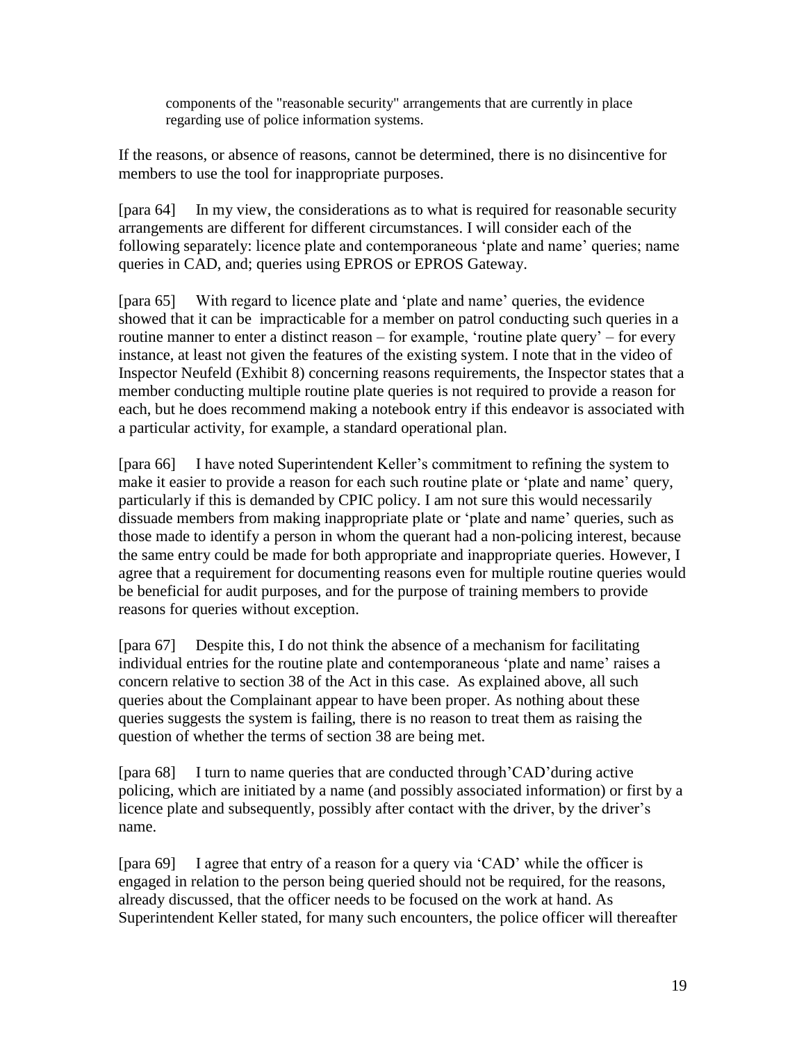> components of the "reasonable security" arrangements that are currently in place regarding use of police information systems.

If the reasons, or absence of reasons, cannot be determined, there is no disincentive for members to use the tool for inappropriate purposes.

[para 64] In my view, the considerations as to what is required for reasonable security arrangements are different for different circumstances. I will consider each of the following separately: licence plate and contemporaneous 'plate and name' queries; name queries in CAD, and; queries using EPROS or EPROS Gateway.

[para 65] With regard to licence plate and 'plate and name' queries, the evidence showed that it can be impracticable for a member on patrol conducting such queries in a routine manner to enter a distinct reason – for example, 'routine plate query' – for every instance, at least not given the features of the existing system. I note that in the video of Inspector Neufeld (Exhibit 8) concerning reasons requirements, the Inspector states that a member conducting multiple routine plate queries is not required to provide a reason for each, but he does recommend making a notebook entry if this endeavor is associated with a particular activity, for example, a standard operational plan.

[para 66] I have noted Superintendent Keller's commitment to refining the system to make it easier to provide a reason for each such routine plate or 'plate and name' query, particularly if this is demanded by CPIC policy. I am not sure this would necessarily dissuade members from making inappropriate plate or 'plate and name' queries, such as those made to identify a person in whom the querant had a non-policing interest, because the same entry could be made for both appropriate and inappropriate queries. However, I agree that a requirement for documenting reasons even for multiple routine queries would be beneficial for audit purposes, and for the purpose of training members to provide reasons for queries without exception.

[para 67] Despite this, I do not think the absence of a mechanism for facilitating individual entries for the routine plate and contemporaneous 'plate and name' raises a concern relative to section 38 of the Act in this case. As explained above, all such queries about the Complainant appear to have been proper. As nothing about these queries suggests the system is failing, there is no reason to treat them as raising the question of whether the terms of section 38 are being met.

[para 68] I turn to name queries that are conducted through'CAD'during active policing, which are initiated by a name (and possibly associated information) or first by a licence plate and subsequently, possibly after contact with the driver, by the driver's name.

[para 69] I agree that entry of a reason for a query via 'CAD' while the officer is engaged in relation to the person being queried should not be required, for the reasons, already discussed, that the officer needs to be focused on the work at hand. As Superintendent Keller stated, for many such encounters, the police officer will thereafter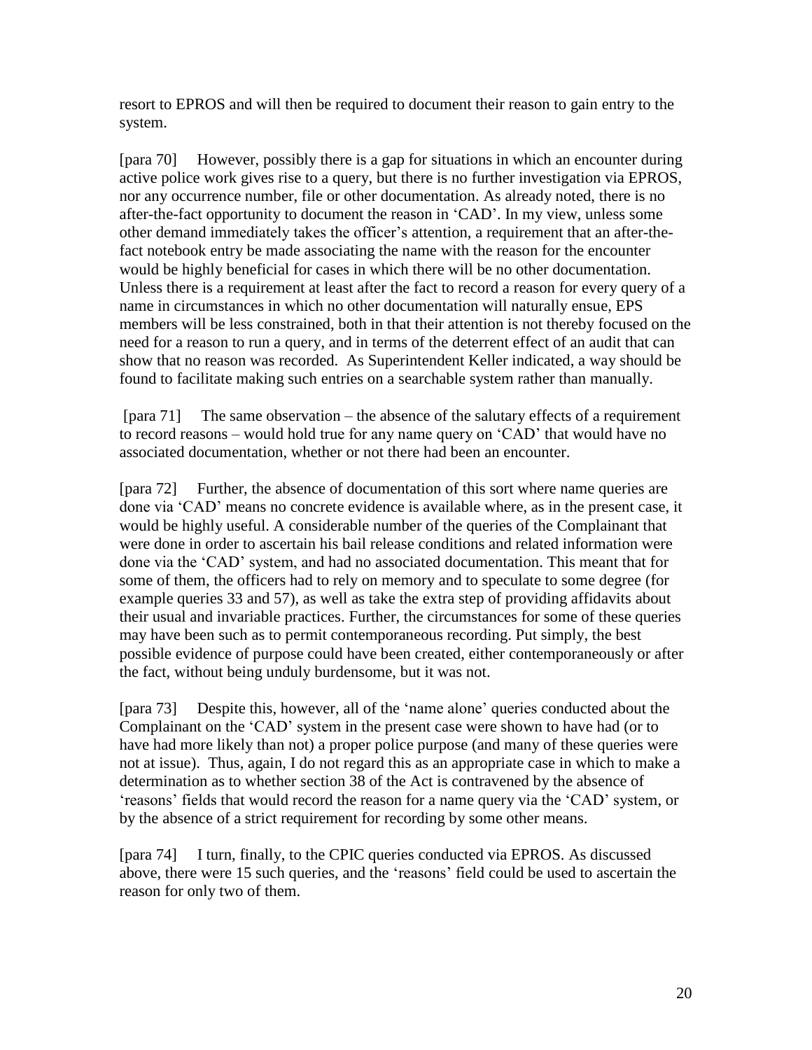resort to EPROS and will then be required to document their reason to gain entry to the system.

[para 70] However, possibly there is a gap for situations in which an encounter during active police work gives rise to a query, but there is no further investigation via EPROS, nor any occurrence number, file or other documentation. As already noted, there is no after-the-fact opportunity to document the reason in 'CAD'. In my view, unless some other demand immediately takes the officer's attention, a requirement that an after-the-fact notebook entry be made associating the name with the reason for the encounter would be highly beneficial for cases in which there will be no other documentation. Unless there is a requirement at least after the fact to record a reason for every query of a name in circumstances in which no other documentation will naturally ensue, EPS members will be less constrained, both in that their attention is not thereby focused on the need for a reason to run a query, and in terms of the deterrent effect of an audit that can show that no reason was recorded. As Superintendent Keller indicated, a way should be found to facilitate making such entries on a searchable system rather than manually.

[para 71] The same observation – the absence of the salutary effects of a requirement to record reasons – would hold true for any name query on 'CAD' that would have no associated documentation, whether or not there had been an encounter.

[para 72] Further, the absence of documentation of this sort where name queries are done via 'CAD' means no concrete evidence is available where, as in the present case, it would be highly useful. A considerable number of the queries of the Complainant that were done in order to ascertain his bail release conditions and related information were done via the 'CAD' system, and had no associated documentation. This meant that for some of them, the officers had to rely on memory and to speculate to some degree (for example queries 33 and 57), as well as take the extra step of providing affidavits about their usual and invariable practices. Further, the circumstances for some of these queries may have been such as to permit contemporaneous recording. Put simply, the best possible evidence of purpose could have been created, either contemporaneously or after the fact, without being unduly burdensome, but it was not.

[para 73] Despite this, however, all of the 'name alone' queries conducted about the Complainant on the 'CAD' system in the present case were shown to have had (or to have had more likely than not) a proper police purpose (and many of these queries were not at issue). Thus, again, I do not regard this as an appropriate case in which to make a determination as to whether section 38 of the Act is contravened by the absence of 'reasons' fields that would record the reason for a name query via the 'CAD' system, or by the absence of a strict requirement for recording by some other means.

[para 74] I turn, finally, to the CPIC queries conducted via EPROS. As discussed above, there were 15 such queries, and the 'reasons' field could be used to ascertain the reason for only two of them.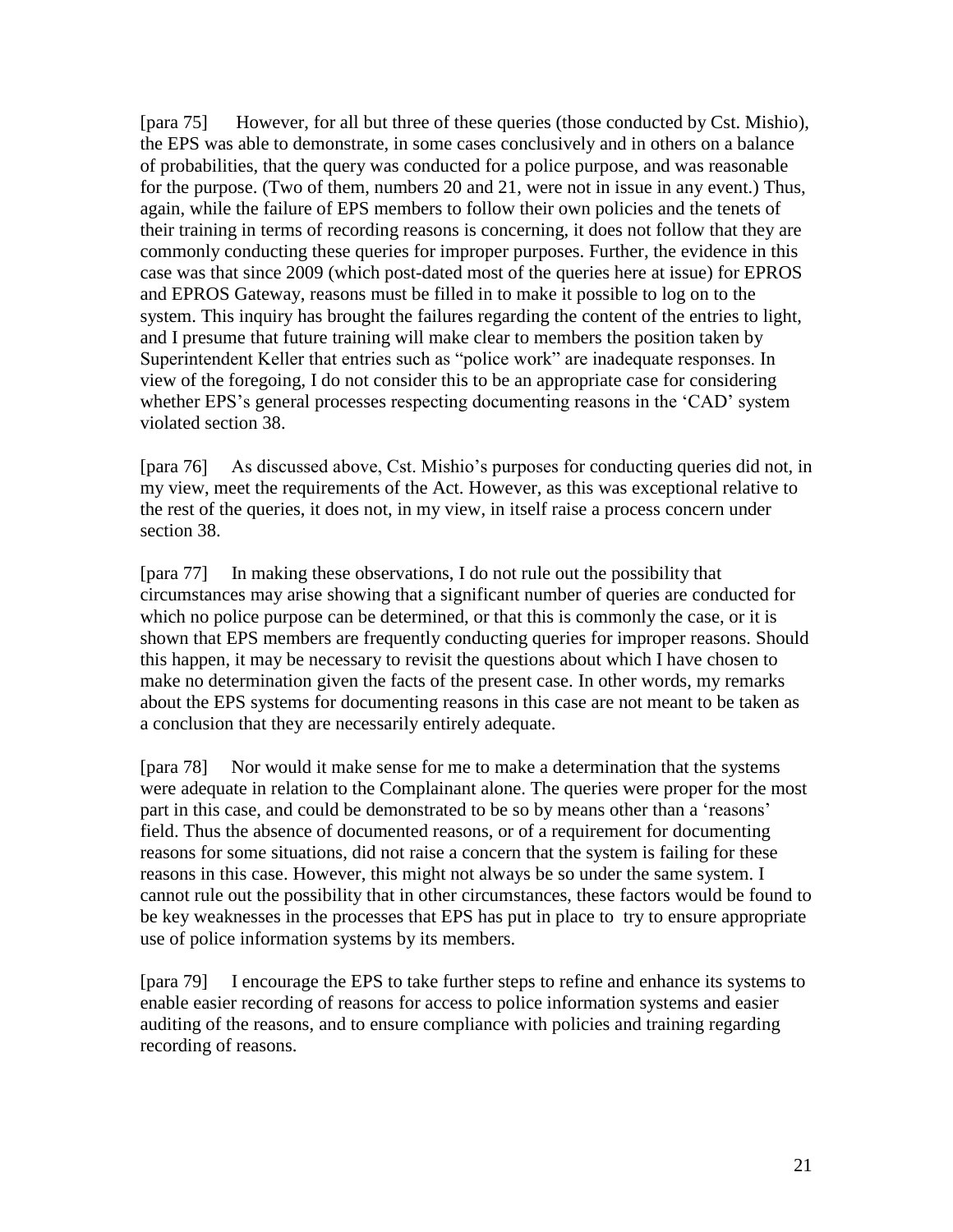[para 75] However, for all but three of these queries (those conducted by Cst. Mishio), the EPS was able to demonstrate, in some cases conclusively and in others on a balance of probabilities, that the query was conducted for a police purpose, and was reasonable for the purpose. (Two of them, numbers 20 and 21, were not in issue in any event.) Thus, again, while the failure of EPS members to follow their own policies and the tenets of their training in terms of recording reasons is concerning, it does not follow that they are commonly conducting these queries for improper purposes. Further, the evidence in this case was that since 2009 (which post-dated most of the queries here at issue) for EPROS and EPROS Gateway, reasons must be filled in to make it possible to log on to the system. This inquiry has brought the failures regarding the content of the entries to light, and I presume that future training will make clear to members the position taken by Superintendent Keller that entries such as "police work" are inadequate responses. In view of the foregoing, I do not consider this to be an appropriate case for considering whether EPS's general processes respecting documenting reasons in the 'CAD' system violated section 38.

[para 76] As discussed above, Cst. Mishio's purposes for conducting queries did not, in my view, meet the requirements of the Act. However, as this was exceptional relative to the rest of the queries, it does not, in my view, in itself raise a process concern under section 38.

[para 77] In making these observations, I do not rule out the possibility that circumstances may arise showing that a significant number of queries are conducted for which no police purpose can be determined, or that this is commonly the case, or it is shown that EPS members are frequently conducting queries for improper reasons. Should this happen, it may be necessary to revisit the questions about which I have chosen to make no determination given the facts of the present case. In other words, my remarks about the EPS systems for documenting reasons in this case are not meant to be taken as a conclusion that they are necessarily entirely adequate.

[para 78] Nor would it make sense for me to make a determination that the systems were adequate in relation to the Complainant alone. The queries were proper for the most part in this case, and could be demonstrated to be so by means other than a 'reasons' field. Thus the absence of documented reasons, or of a requirement for documenting reasons for some situations, did not raise a concern that the system is failing for these reasons in this case. However, this might not always be so under the same system. I cannot rule out the possibility that in other circumstances, these factors would be found to be key weaknesses in the processes that EPS has put in place to try to ensure appropriate use of police information systems by its members.

[para 79] I encourage the EPS to take further steps to refine and enhance its systems to enable easier recording of reasons for access to police information systems and easier auditing of the reasons, and to ensure compliance with policies and training regarding recording of reasons.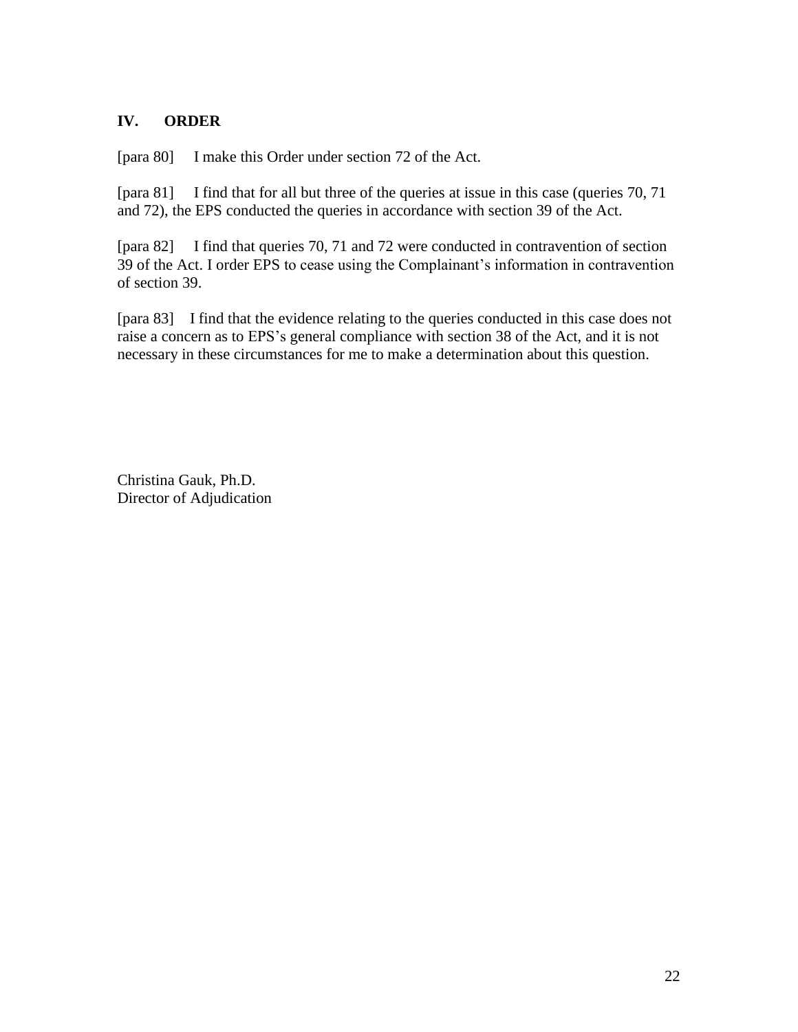## IV. ORDER

[para 80] I make this Order under section 72 of the Act.

[para 81] I find that for all but three of the queries at issue in this case (queries 70, 71 and 72), the EPS conducted the queries in accordance with section 39 of the Act.

[para 82] I find that queries 70, 71 and 72 were conducted in contravention of section 39 of the Act. I order EPS to cease using the Complainant's information in contravention of section 39.

[para 83] I find that the evidence relating to the queries conducted in this case does not raise a concern as to EPS's general compliance with section 38 of the Act, and it is not necessary in these circumstances for me to make a determination about this question.

Christina Gauk, Ph.D.
Director of Adjudication